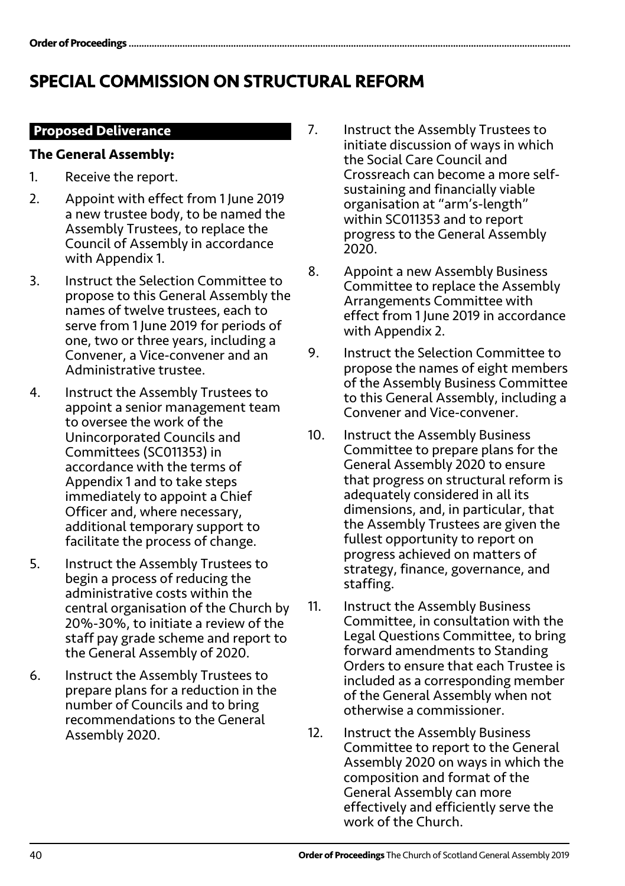# SPECIAL COMMISSION ON STRUCTURAL REFORM

## Proposed Deliverance

**The General Assembly:**

1. Receive the report.
2. Appoint with effect from 1 June 2019 a new trustee body, to be named the Assembly Trustees, to replace the Council of Assembly in accordance with Appendix 1.
3. Instruct the Selection Committee to propose to this General Assembly the names of twelve trustees, each to serve from 1 June 2019 for periods of one, two or three years, including a Convener, a Vice-convener and an Administrative trustee.
4. Instruct the Assembly Trustees to appoint a senior management team to oversee the work of the Unincorporated Councils and Committees (SC011353) in accordance with the terms of Appendix 1 and to take steps immediately to appoint a Chief Officer and, where necessary, additional temporary support to facilitate the process of change.
5. Instruct the Assembly Trustees to begin a process of reducing the administrative costs within the central organisation of the Church by 20%-30%, to initiate a review of the staff pay grade scheme and report to the General Assembly of 2020.
6. Instruct the Assembly Trustees to prepare plans for a reduction in the number of Councils and to bring recommendations to the General Assembly 2020.
7. Instruct the Assembly Trustees to initiate discussion of ways in which the Social Care Council and Crossreach can become a more self-sustaining and financially viable organisation at "arm's-length" within SC011353 and to report progress to the General Assembly 2020.
8. Appoint a new Assembly Business Committee to replace the Assembly Arrangements Committee with effect from 1 June 2019 in accordance with Appendix 2.
9. Instruct the Selection Committee to propose the names of eight members of the Assembly Business Committee to this General Assembly, including a Convener and Vice-convener.
10. Instruct the Assembly Business Committee to prepare plans for the General Assembly 2020 to ensure that progress on structural reform is adequately considered in all its dimensions, and, in particular, that the Assembly Trustees are given the fullest opportunity to report on progress achieved on matters of strategy, finance, governance, and staffing.
11. Instruct the Assembly Business Committee, in consultation with the Legal Questions Committee, to bring forward amendments to Standing Orders to ensure that each Trustee is included as a corresponding member of the General Assembly when not otherwise a commissioner.
12. Instruct the Assembly Business Committee to report to the General Assembly 2020 on ways in which the composition and format of the General Assembly can more effectively and efficiently serve the work of the Church.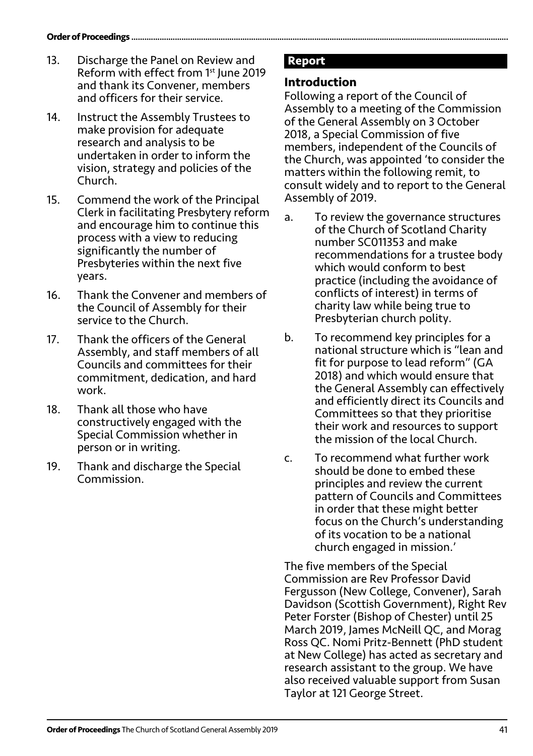13. Discharge the Panel on Review and Reform with effect from 1st June 2019 and thank its Convener, members and officers for their service.

14. Instruct the Assembly Trustees to make provision for adequate research and analysis to be undertaken in order to inform the vision, strategy and policies of the Church.

15. Commend the work of the Principal Clerk in facilitating Presbytery reform and encourage him to continue this process with a view to reducing significantly the number of Presbyteries within the next five years.

16. Thank the Convener and members of the Council of Assembly for their service to the Church.

17. Thank the officers of the General Assembly, and staff members of all Councils and committees for their commitment, dedication, and hard work.

18. Thank all those who have constructively engaged with the Special Commission whether in person or in writing.

19. Thank and discharge the Special Commission.

## Report

### Introduction

Following a report of the Council of Assembly to a meeting of the Commission of the General Assembly on 3 October 2018, a Special Commission of five members, independent of the Councils of the Church, was appointed 'to consider the matters within the following remit, to consult widely and to report to the General Assembly of 2019.

a. To review the governance structures of the Church of Scotland Charity number SC011353 and make recommendations for a trustee body which would conform to best practice (including the avoidance of conflicts of interest) in terms of charity law while being true to Presbyterian church polity.

b. To recommend key principles for a national structure which is "lean and fit for purpose to lead reform" (GA 2018) and which would ensure that the General Assembly can effectively and efficiently direct its Councils and Committees so that they prioritise their work and resources to support the mission of the local Church.

c. To recommend what further work should be done to embed these principles and review the current pattern of Councils and Committees in order that these might better focus on the Church's understanding of its vocation to be a national church engaged in mission.'

The five members of the Special Commission are Rev Professor David Fergusson (New College, Convener), Sarah Davidson (Scottish Government), Right Rev Peter Forster (Bishop of Chester) until 25 March 2019, James McNeill QC, and Morag Ross QC. Nomi Pritz-Bennett (PhD student at New College) has acted as secretary and research assistant to the group. We have also received valuable support from Susan Taylor at 121 George Street.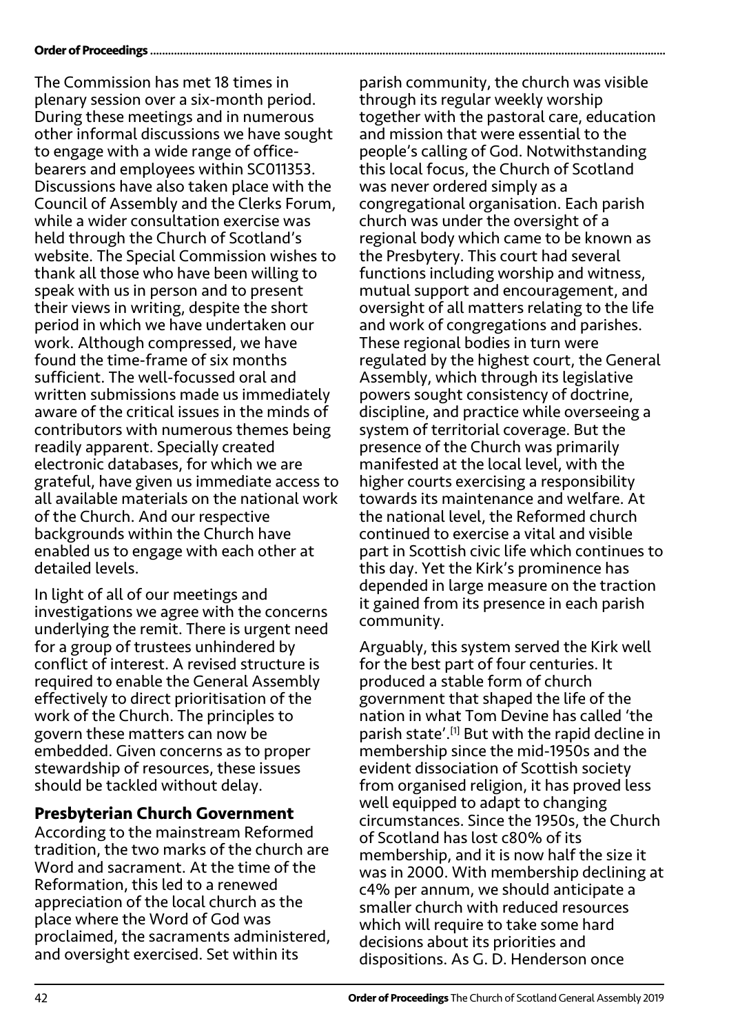The Commission has met 18 times in plenary session over a six-month period. During these meetings and in numerous other informal discussions we have sought to engage with a wide range of office-bearers and employees within SC011353. Discussions have also taken place with the Council of Assembly and the Clerks Forum, while a wider consultation exercise was held through the Church of Scotland's website. The Special Commission wishes to thank all those who have been willing to speak with us in person and to present their views in writing, despite the short period in which we have undertaken our work. Although compressed, we have found the time-frame of six months sufficient. The well-focussed oral and written submissions made us immediately aware of the critical issues in the minds of contributors with numerous themes being readily apparent. Specially created electronic databases, for which we are grateful, have given us immediate access to all available materials on the national work of the Church. And our respective backgrounds within the Church have enabled us to engage with each other at detailed levels.

In light of all of our meetings and investigations we agree with the concerns underlying the remit. There is urgent need for a group of trustees unhindered by conflict of interest. A revised structure is required to enable the General Assembly effectively to direct prioritisation of the work of the Church. The principles to govern these matters can now be embedded. Given concerns as to proper stewardship of resources, these issues should be tackled without delay.

## Presbyterian Church Government

According to the mainstream Reformed tradition, the two marks of the church are Word and sacrament. At the time of the Reformation, this led to a renewed appreciation of the local church as the place where the Word of God was proclaimed, the sacraments administered, and oversight exercised. Set within its parish community, the church was visible through its regular weekly worship together with the pastoral care, education and mission that were essential to the people's calling of God. Notwithstanding this local focus, the Church of Scotland was never ordered simply as a congregational organisation. Each parish church was under the oversight of a regional body which came to be known as the Presbytery. This court had several functions including worship and witness, mutual support and encouragement, and oversight of all matters relating to the life and work of congregations and parishes. These regional bodies in turn were regulated by the highest court, the General Assembly, which through its legislative powers sought consistency of doctrine, discipline, and practice while overseeing a system of territorial coverage. But the presence of the Church was primarily manifested at the local level, with the higher courts exercising a responsibility towards its maintenance and welfare. At the national level, the Reformed church continued to exercise a vital and visible part in Scottish civic life which continues to this day. Yet the Kirk's prominence has depended in large measure on the traction it gained from its presence in each parish community.

Arguably, this system served the Kirk well for the best part of four centuries. It produced a stable form of church government that shaped the life of the nation in what Tom Devine has called 'the parish state'.[1] But with the rapid decline in membership since the mid-1950s and the evident dissociation of Scottish society from organised religion, it has proved less well equipped to adapt to changing circumstances. Since the 1950s, the Church of Scotland has lost c80% of its membership, and it is now half the size it was in 2000. With membership declining at c4% per annum, we should anticipate a smaller church with reduced resources which will require to take some hard decisions about its priorities and dispositions. As G. D. Henderson once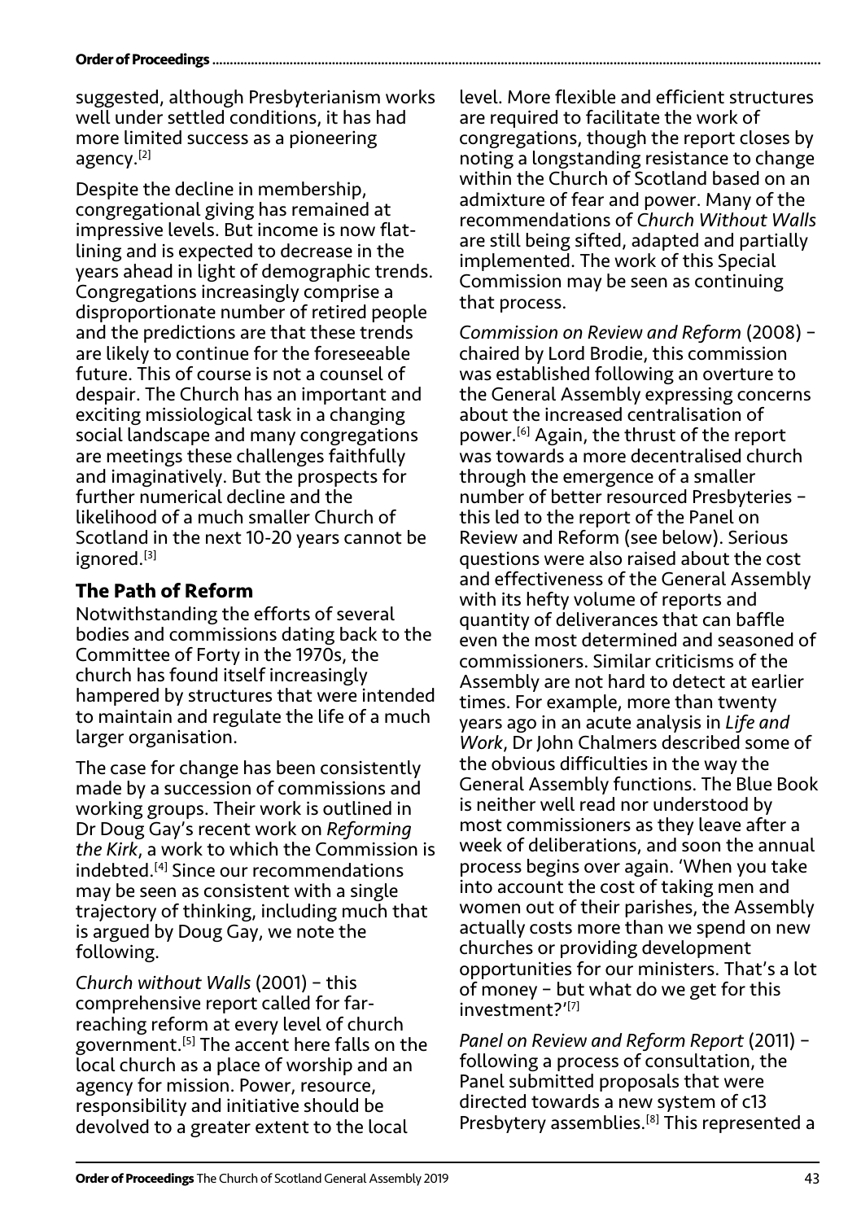suggested, although Presbyterianism works well under settled conditions, it has had more limited success as a pioneering agency.[2]

Despite the decline in membership, congregational giving has remained at impressive levels. But income is now flat-lining and is expected to decrease in the years ahead in light of demographic trends. Congregations increasingly comprise a disproportionate number of retired people and the predictions are that these trends are likely to continue for the foreseeable future. This of course is not a counsel of despair. The Church has an important and exciting missiological task in a changing social landscape and many congregations are meetings these challenges faithfully and imaginatively. But the prospects for further numerical decline and the likelihood of a much smaller Church of Scotland in the next 10-20 years cannot be ignored.[3]

## The Path of Reform

Notwithstanding the efforts of several bodies and commissions dating back to the Committee of Forty in the 1970s, the church has found itself increasingly hampered by structures that were intended to maintain and regulate the life of a much larger organisation.

The case for change has been consistently made by a succession of commissions and working groups. Their work is outlined in Dr Doug Gay's recent work on *Reforming the Kirk*, a work to which the Commission is indebted.[4] Since our recommendations may be seen as consistent with a single trajectory of thinking, including much that is argued by Doug Gay, we note the following.

*Church without Walls* (2001) – this comprehensive report called for far-reaching reform at every level of church government.[5] The accent here falls on the local church as a place of worship and an agency for mission. Power, resource, responsibility and initiative should be devolved to a greater extent to the local level. More flexible and efficient structures are required to facilitate the work of congregations, though the report closes by noting a longstanding resistance to change within the Church of Scotland based on an admixture of fear and power. Many of the recommendations of *Church Without Walls* are still being sifted, adapted and partially implemented. The work of this Special Commission may be seen as continuing that process.

*Commission on Review and Reform* (2008) – chaired by Lord Brodie, this commission was established following an overture to the General Assembly expressing concerns about the increased centralisation of power.[6] Again, the thrust of the report was towards a more decentralised church through the emergence of a smaller number of better resourced Presbyteries – this led to the report of the Panel on Review and Reform (see below). Serious questions were also raised about the cost and effectiveness of the General Assembly with its hefty volume of reports and quantity of deliverances that can baffle even the most determined and seasoned of commissioners. Similar criticisms of the Assembly are not hard to detect at earlier times. For example, more than twenty years ago in an acute analysis in *Life and Work*, Dr John Chalmers described some of the obvious difficulties in the way the General Assembly functions. The Blue Book is neither well read nor understood by most commissioners as they leave after a week of deliberations, and soon the annual process begins over again. 'When you take into account the cost of taking men and women out of their parishes, the Assembly actually costs more than we spend on new churches or providing development opportunities for our ministers. That's a lot of money – but what do we get for this investment?'[7]

*Panel on Review and Reform Report* (2011) – following a process of consultation, the Panel submitted proposals that were directed towards a new system of c13 Presbytery assemblies.[8] This represented a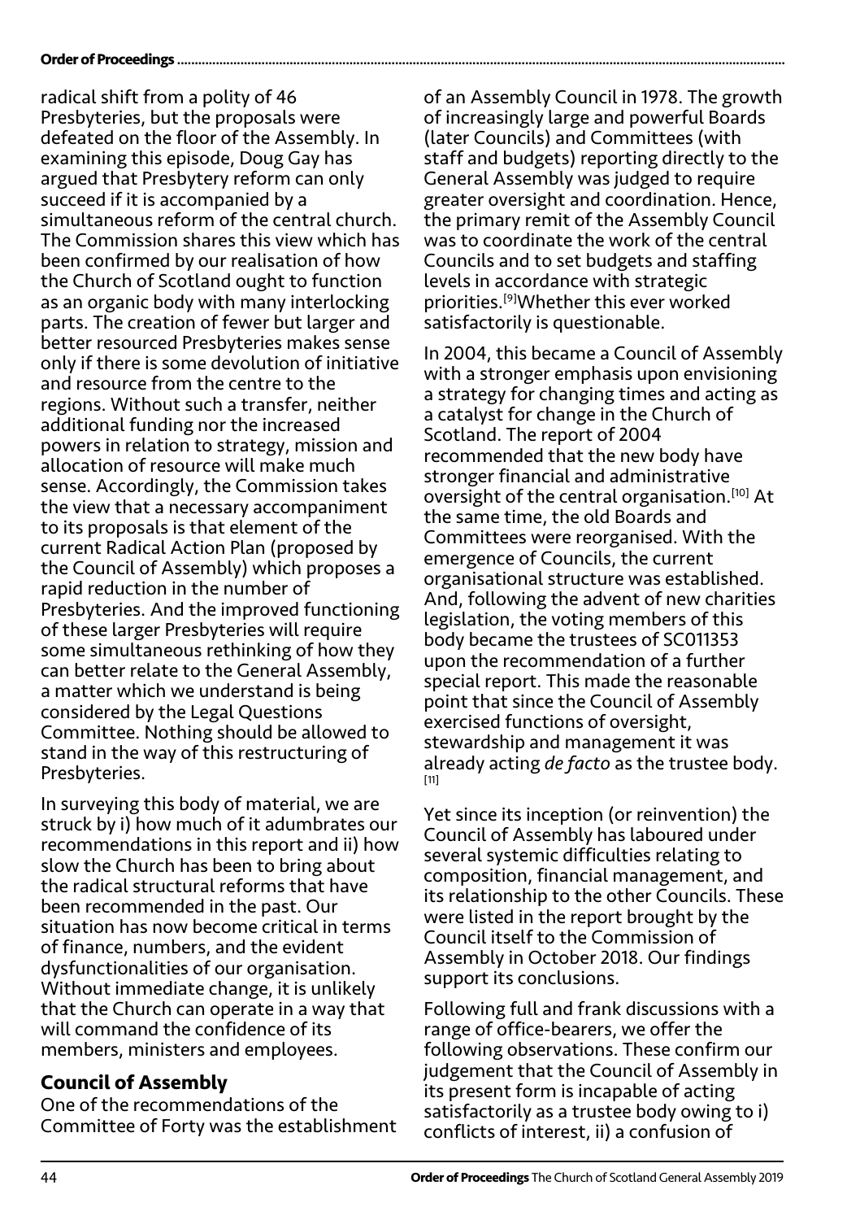radical shift from a polity of 46 Presbyteries, but the proposals were defeated on the floor of the Assembly. In examining this episode, Doug Gay has argued that Presbytery reform can only succeed if it is accompanied by a simultaneous reform of the central church. The Commission shares this view which has been confirmed by our realisation of how the Church of Scotland ought to function as an organic body with many interlocking parts. The creation of fewer but larger and better resourced Presbyteries makes sense only if there is some devolution of initiative and resource from the centre to the regions. Without such a transfer, neither additional funding nor the increased powers in relation to strategy, mission and allocation of resource will make much sense. Accordingly, the Commission takes the view that a necessary accompaniment to its proposals is that element of the current Radical Action Plan (proposed by the Council of Assembly) which proposes a rapid reduction in the number of Presbyteries. And the improved functioning of these larger Presbyteries will require some simultaneous rethinking of how they can better relate to the General Assembly, a matter which we understand is being considered by the Legal Questions Committee. Nothing should be allowed to stand in the way of this restructuring of Presbyteries.

In surveying this body of material, we are struck by i) how much of it adumbrates our recommendations in this report and ii) how slow the Church has been to bring about the radical structural reforms that have been recommended in the past. Our situation has now become critical in terms of finance, numbers, and the evident dysfunctionalities of our organisation. Without immediate change, it is unlikely that the Church can operate in a way that will command the confidence of its members, ministers and employees.

## Council of Assembly

One of the recommendations of the Committee of Forty was the establishment of an Assembly Council in 1978. The growth of increasingly large and powerful Boards (later Councils) and Committees (with staff and budgets) reporting directly to the General Assembly was judged to require greater oversight and coordination. Hence, the primary remit of the Assembly Council was to coordinate the work of the central Councils and to set budgets and staffing levels in accordance with strategic priorities.[9]Whether this ever worked satisfactorily is questionable.

In 2004, this became a Council of Assembly with a stronger emphasis upon envisioning a strategy for changing times and acting as a catalyst for change in the Church of Scotland. The report of 2004 recommended that the new body have stronger financial and administrative oversight of the central organisation.[10] At the same time, the old Boards and Committees were reorganised. With the emergence of Councils, the current organisational structure was established. And, following the advent of new charities legislation, the voting members of this body became the trustees of SC011353 upon the recommendation of a further special report. This made the reasonable point that since the Council of Assembly exercised functions of oversight, stewardship and management it was already acting *de facto* as the trustee body.[11]

Yet since its inception (or reinvention) the Council of Assembly has laboured under several systemic difficulties relating to composition, financial management, and its relationship to the other Councils. These were listed in the report brought by the Council itself to the Commission of Assembly in October 2018. Our findings support its conclusions.

Following full and frank discussions with a range of office-bearers, we offer the following observations. These confirm our judgement that the Council of Assembly in its present form is incapable of acting satisfactorily as a trustee body owing to i) conflicts of interest, ii) a confusion of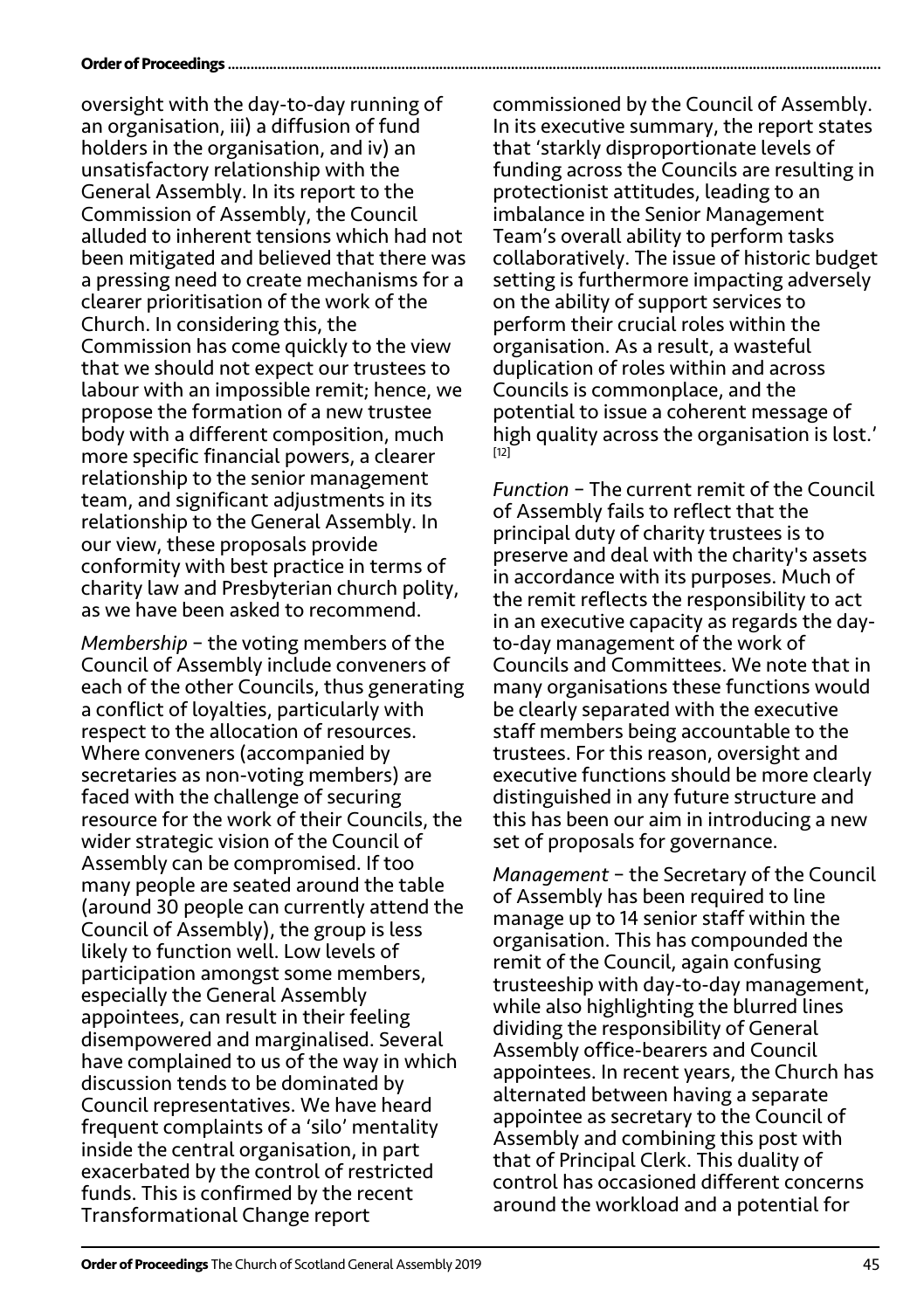oversight with the day-to-day running of an organisation, iii) a diffusion of fund holders in the organisation, and iv) an unsatisfactory relationship with the General Assembly. In its report to the Commission of Assembly, the Council alluded to inherent tensions which had not been mitigated and believed that there was a pressing need to create mechanisms for a clearer prioritisation of the work of the Church. In considering this, the Commission has come quickly to the view that we should not expect our trustees to labour with an impossible remit; hence, we propose the formation of a new trustee body with a different composition, much more specific financial powers, a clearer relationship to the senior management team, and significant adjustments in its relationship to the General Assembly. In our view, these proposals provide conformity with best practice in terms of charity law and Presbyterian church polity, as we have been asked to recommend.

*Membership* – the voting members of the Council of Assembly include conveners of each of the other Councils, thus generating a conflict of loyalties, particularly with respect to the allocation of resources. Where conveners (accompanied by secretaries as non-voting members) are faced with the challenge of securing resource for the work of their Councils, the wider strategic vision of the Council of Assembly can be compromised. If too many people are seated around the table (around 30 people can currently attend the Council of Assembly), the group is less likely to function well. Low levels of participation amongst some members, especially the General Assembly appointees, can result in their feeling disempowered and marginalised. Several have complained to us of the way in which discussion tends to be dominated by Council representatives. We have heard frequent complaints of a 'silo' mentality inside the central organisation, in part exacerbated by the control of restricted funds. This is confirmed by the recent Transformational Change report commissioned by the Council of Assembly. In its executive summary, the report states that 'starkly disproportionate levels of funding across the Councils are resulting in protectionist attitudes, leading to an imbalance in the Senior Management Team's overall ability to perform tasks collaboratively. The issue of historic budget setting is furthermore impacting adversely on the ability of support services to perform their crucial roles within the organisation. As a result, a wasteful duplication of roles within and across Councils is commonplace, and the potential to issue a coherent message of high quality across the organisation is lost.' [12]

*Function* – The current remit of the Council of Assembly fails to reflect that the principal duty of charity trustees is to preserve and deal with the charity's assets in accordance with its purposes. Much of the remit reflects the responsibility to act in an executive capacity as regards the day-to-day management of the work of Councils and Committees. We note that in many organisations these functions would be clearly separated with the executive staff members being accountable to the trustees. For this reason, oversight and executive functions should be more clearly distinguished in any future structure and this has been our aim in introducing a new set of proposals for governance.

*Management* – the Secretary of the Council of Assembly has been required to line manage up to 14 senior staff within the organisation. This has compounded the remit of the Council, again confusing trusteeship with day-to-day management, while also highlighting the blurred lines dividing the responsibility of General Assembly office-bearers and Council appointees. In recent years, the Church has alternated between having a separate appointee as secretary to the Council of Assembly and combining this post with that of Principal Clerk. This duality of control has occasioned different concerns around the workload and a potential for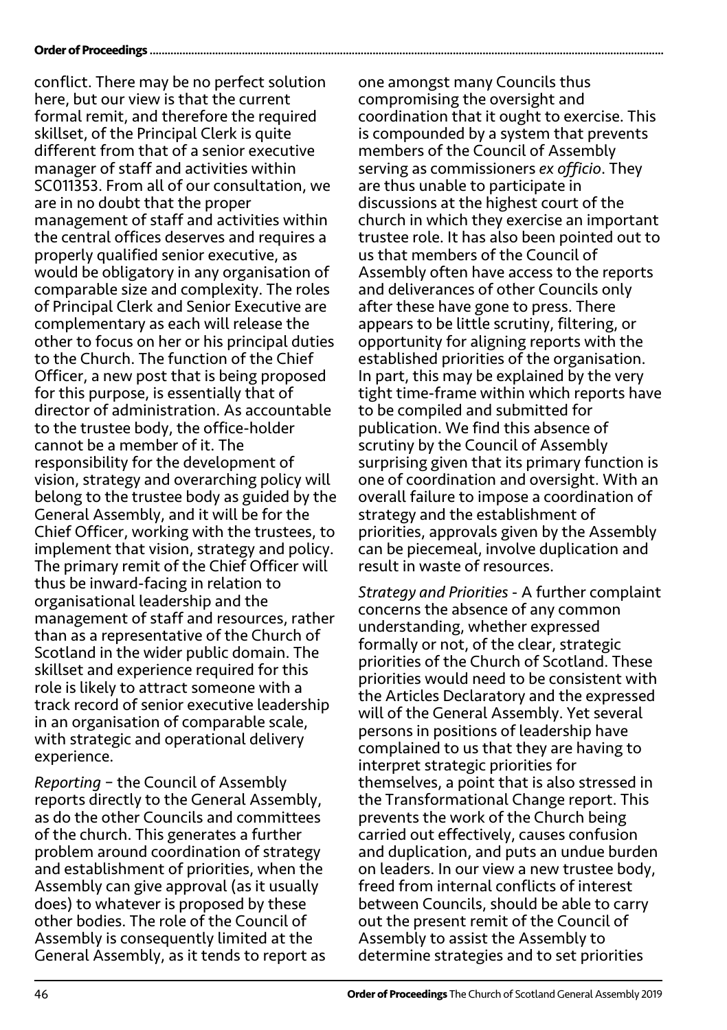conflict. There may be no perfect solution here, but our view is that the current formal remit, and therefore the required skillset, of the Principal Clerk is quite different from that of a senior executive manager of staff and activities within SC011353. From all of our consultation, we are in no doubt that the proper management of staff and activities within the central offices deserves and requires a properly qualified senior executive, as would be obligatory in any organisation of comparable size and complexity. The roles of Principal Clerk and Senior Executive are complementary as each will release the other to focus on her or his principal duties to the Church. The function of the Chief Officer, a new post that is being proposed for this purpose, is essentially that of director of administration. As accountable to the trustee body, the office-holder cannot be a member of it. The responsibility for the development of vision, strategy and overarching policy will belong to the trustee body as guided by the General Assembly, and it will be for the Chief Officer, working with the trustees, to implement that vision, strategy and policy. The primary remit of the Chief Officer will thus be inward-facing in relation to organisational leadership and the management of staff and resources, rather than as a representative of the Church of Scotland in the wider public domain. The skillset and experience required for this role is likely to attract someone with a track record of senior executive leadership in an organisation of comparable scale, with strategic and operational delivery experience.

*Reporting* – the Council of Assembly reports directly to the General Assembly, as do the other Councils and committees of the church. This generates a further problem around coordination of strategy and establishment of priorities, when the Assembly can give approval (as it usually does) to whatever is proposed by these other bodies. The role of the Council of Assembly is consequently limited at the General Assembly, as it tends to report as one amongst many Councils thus compromising the oversight and coordination that it ought to exercise. This is compounded by a system that prevents members of the Council of Assembly serving as commissioners *ex officio*. They are thus unable to participate in discussions at the highest court of the church in which they exercise an important trustee role. It has also been pointed out to us that members of the Council of Assembly often have access to the reports and deliverances of other Councils only after these have gone to press. There appears to be little scrutiny, filtering, or opportunity for aligning reports with the established priorities of the organisation. In part, this may be explained by the very tight time-frame within which reports have to be compiled and submitted for publication. We find this absence of scrutiny by the Council of Assembly surprising given that its primary function is one of coordination and oversight. With an overall failure to impose a coordination of strategy and the establishment of priorities, approvals given by the Assembly can be piecemeal, involve duplication and result in waste of resources.

*Strategy and Priorities* - A further complaint concerns the absence of any common understanding, whether expressed formally or not, of the clear, strategic priorities of the Church of Scotland. These priorities would need to be consistent with the Articles Declaratory and the expressed will of the General Assembly. Yet several persons in positions of leadership have complained to us that they are having to interpret strategic priorities for themselves, a point that is also stressed in the Transformational Change report. This prevents the work of the Church being carried out effectively, causes confusion and duplication, and puts an undue burden on leaders. In our view a new trustee body, freed from internal conflicts of interest between Councils, should be able to carry out the present remit of the Council of Assembly to assist the Assembly to determine strategies and to set priorities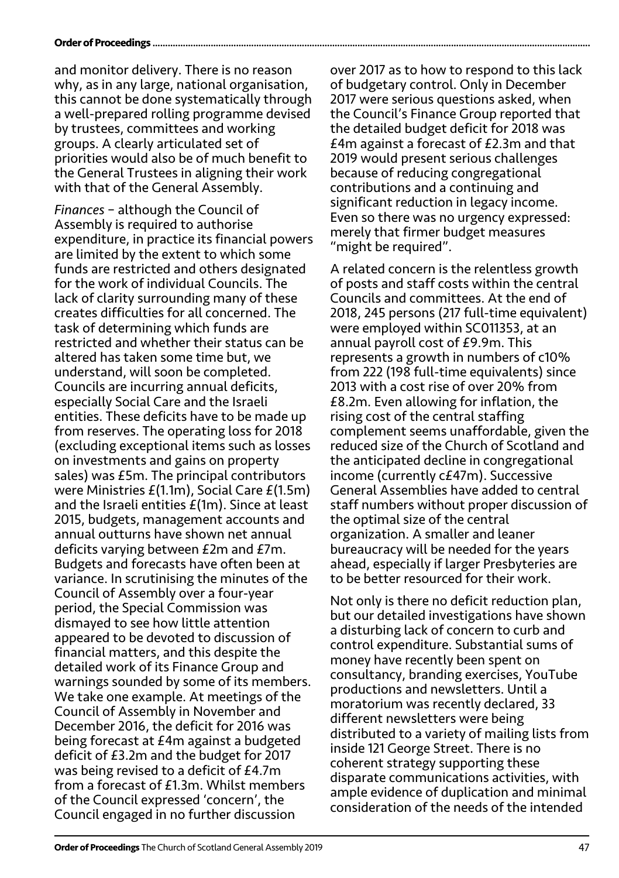and monitor delivery. There is no reason why, as in any large, national organisation, this cannot be done systematically through a well-prepared rolling programme devised by trustees, committees and working groups. A clearly articulated set of priorities would also be of much benefit to the General Trustees in aligning their work with that of the General Assembly.

*Finances* – although the Council of Assembly is required to authorise expenditure, in practice its financial powers are limited by the extent to which some funds are restricted and others designated for the work of individual Councils. The lack of clarity surrounding many of these creates difficulties for all concerned. The task of determining which funds are restricted and whether their status can be altered has taken some time but, we understand, will soon be completed. Councils are incurring annual deficits, especially Social Care and the Israeli entities. These deficits have to be made up from reserves. The operating loss for 2018 (excluding exceptional items such as losses on investments and gains on property sales) was £5m. The principal contributors were Ministries £(1.1m), Social Care £(1.5m) and the Israeli entities £(1m). Since at least 2015, budgets, management accounts and annual outturns have shown net annual deficits varying between £2m and £7m. Budgets and forecasts have often been at variance. In scrutinising the minutes of the Council of Assembly over a four-year period, the Special Commission was dismayed to see how little attention appeared to be devoted to discussion of financial matters, and this despite the detailed work of its Finance Group and warnings sounded by some of its members. We take one example. At meetings of the Council of Assembly in November and December 2016, the deficit for 2016 was being forecast at £4m against a budgeted deficit of £3.2m and the budget for 2017 was being revised to a deficit of £4.7m from a forecast of £1.3m. Whilst members of the Council expressed 'concern', the Council engaged in no further discussion over 2017 as to how to respond to this lack of budgetary control. Only in December 2017 were serious questions asked, when the Council's Finance Group reported that the detailed budget deficit for 2018 was £4m against a forecast of £2.3m and that 2019 would present serious challenges because of reducing congregational contributions and a continuing and significant reduction in legacy income. Even so there was no urgency expressed: merely that firmer budget measures "might be required".

A related concern is the relentless growth of posts and staff costs within the central Councils and committees. At the end of 2018, 245 persons (217 full-time equivalent) were employed within SC011353, at an annual payroll cost of £9.9m. This represents a growth in numbers of c10% from 222 (198 full-time equivalents) since 2013 with a cost rise of over 20% from £8.2m. Even allowing for inflation, the rising cost of the central staffing complement seems unaffordable, given the reduced size of the Church of Scotland and the anticipated decline in congregational income (currently c£47m). Successive General Assemblies have added to central staff numbers without proper discussion of the optimal size of the central organization. A smaller and leaner bureaucracy will be needed for the years ahead, especially if larger Presbyteries are to be better resourced for their work.

Not only is there no deficit reduction plan, but our detailed investigations have shown a disturbing lack of concern to curb and control expenditure. Substantial sums of money have recently been spent on consultancy, branding exercises, YouTube productions and newsletters. Until a moratorium was recently declared, 33 different newsletters were being distributed to a variety of mailing lists from inside 121 George Street. There is no coherent strategy supporting these disparate communications activities, with ample evidence of duplication and minimal consideration of the needs of the intended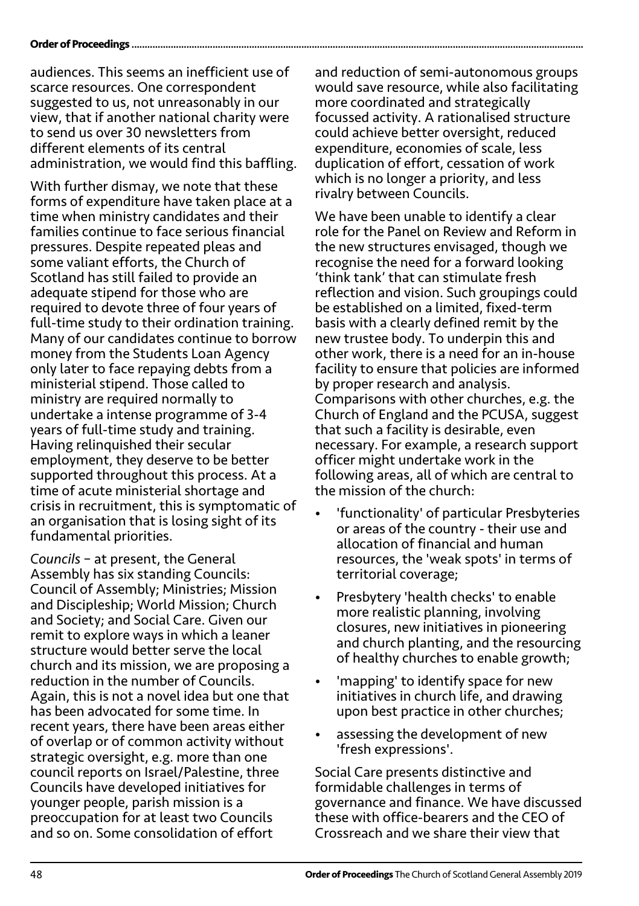audiences. This seems an inefficient use of scarce resources. One correspondent suggested to us, not unreasonably in our view, that if another national charity were to send us over 30 newsletters from different elements of its central administration, we would find this baffling.

With further dismay, we note that these forms of expenditure have taken place at a time when ministry candidates and their families continue to face serious financial pressures. Despite repeated pleas and some valiant efforts, the Church of Scotland has still failed to provide an adequate stipend for those who are required to devote three of four years of full-time study to their ordination training. Many of our candidates continue to borrow money from the Students Loan Agency only later to face repaying debts from a ministerial stipend. Those called to ministry are required normally to undertake a intense programme of 3-4 years of full-time study and training. Having relinquished their secular employment, they deserve to be better supported throughout this process. At a time of acute ministerial shortage and crisis in recruitment, this is symptomatic of an organisation that is losing sight of its fundamental priorities.

*Councils* – at present, the General Assembly has six standing Councils: Council of Assembly; Ministries; Mission and Discipleship; World Mission; Church and Society; and Social Care. Given our remit to explore ways in which a leaner structure would better serve the local church and its mission, we are proposing a reduction in the number of Councils. Again, this is not a novel idea but one that has been advocated for some time. In recent years, there have been areas either of overlap or of common activity without strategic oversight, e.g. more than one council reports on Israel/Palestine, three Councils have developed initiatives for younger people, parish mission is a preoccupation for at least two Councils and so on. Some consolidation of effort and reduction of semi-autonomous groups would save resource, while also facilitating more coordinated and strategically focussed activity. A rationalised structure could achieve better oversight, reduced expenditure, economies of scale, less duplication of effort, cessation of work which is no longer a priority, and less rivalry between Councils.

We have been unable to identify a clear role for the Panel on Review and Reform in the new structures envisaged, though we recognise the need for a forward looking 'think tank' that can stimulate fresh reflection and vision. Such groupings could be established on a limited, fixed-term basis with a clearly defined remit by the new trustee body. To underpin this and other work, there is a need for an in-house facility to ensure that policies are informed by proper research and analysis. Comparisons with other churches, e.g. the Church of England and the PCUSA, suggest that such a facility is desirable, even necessary. For example, a research support officer might undertake work in the following areas, all of which are central to the mission of the church:

- 'functionality' of particular Presbyteries or areas of the country - their use and allocation of financial and human resources, the 'weak spots' in terms of territorial coverage;
- Presbytery 'health checks' to enable more realistic planning, involving closures, new initiatives in pioneering and church planting, and the resourcing of healthy churches to enable growth;
- 'mapping' to identify space for new initiatives in church life, and drawing upon best practice in other churches;
- assessing the development of new 'fresh expressions'.

Social Care presents distinctive and formidable challenges in terms of governance and finance. We have discussed these with office-bearers and the CEO of Crossreach and we share their view that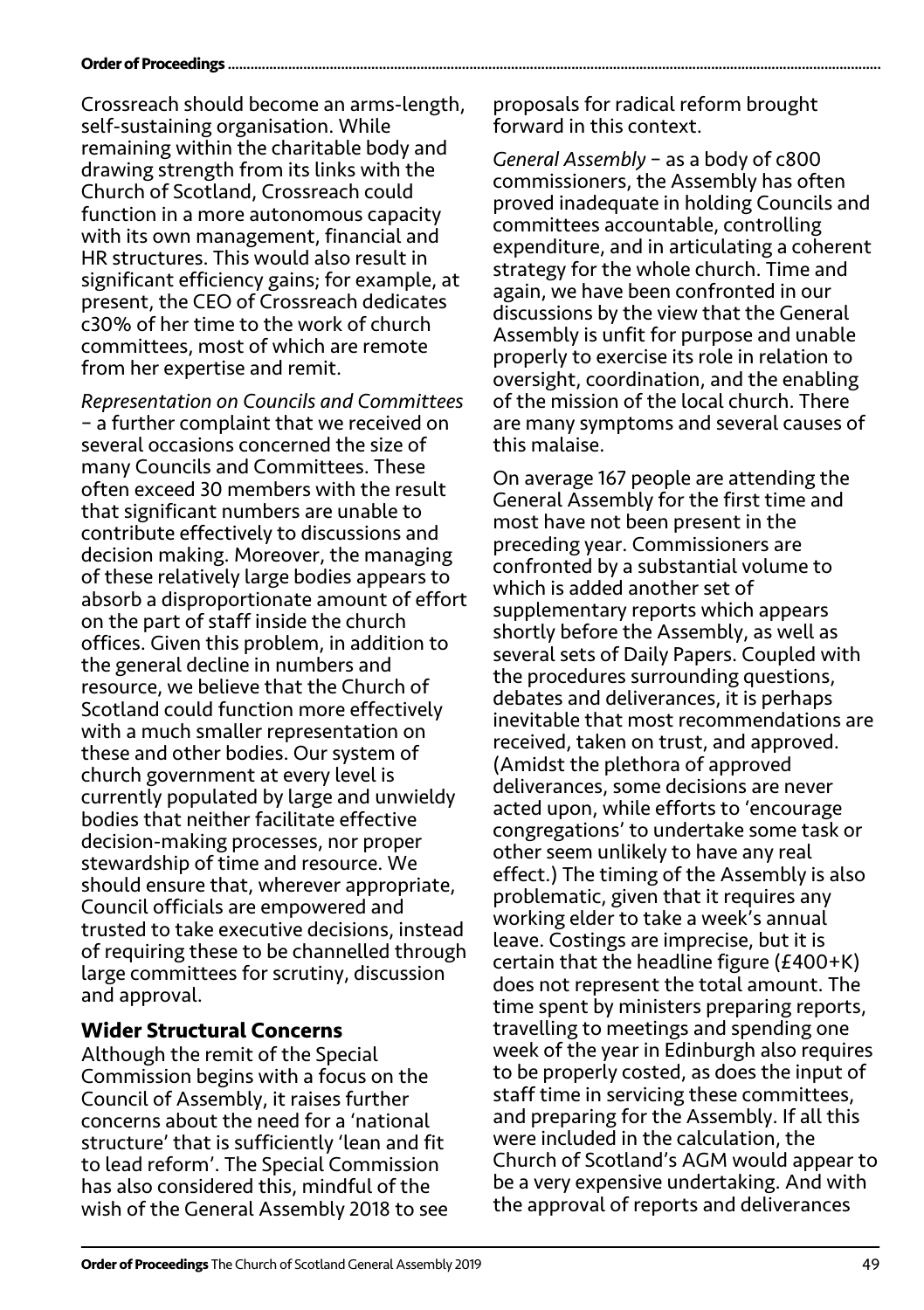Crossreach should become an arms-length, self-sustaining organisation. While remaining within the charitable body and drawing strength from its links with the Church of Scotland, Crossreach could function in a more autonomous capacity with its own management, financial and HR structures. This would also result in significant efficiency gains; for example, at present, the CEO of Crossreach dedicates c30% of her time to the work of church committees, most of which are remote from her expertise and remit.

*Representation on Councils and Committees* – a further complaint that we received on several occasions concerned the size of many Councils and Committees. These often exceed 30 members with the result that significant numbers are unable to contribute effectively to discussions and decision making. Moreover, the managing of these relatively large bodies appears to absorb a disproportionate amount of effort on the part of staff inside the church offices. Given this problem, in addition to the general decline in numbers and resource, we believe that the Church of Scotland could function more effectively with a much smaller representation on these and other bodies. Our system of church government at every level is currently populated by large and unwieldy bodies that neither facilitate effective decision-making processes, nor proper stewardship of time and resource. We should ensure that, wherever appropriate, Council officials are empowered and trusted to take executive decisions, instead of requiring these to be channelled through large committees for scrutiny, discussion and approval.

## Wider Structural Concerns

Although the remit of the Special Commission begins with a focus on the Council of Assembly, it raises further concerns about the need for a 'national structure' that is sufficiently 'lean and fit to lead reform'. The Special Commission has also considered this, mindful of the wish of the General Assembly 2018 to see proposals for radical reform brought forward in this context.

*General Assembly* – as a body of c800 commissioners, the Assembly has often proved inadequate in holding Councils and committees accountable, controlling expenditure, and in articulating a coherent strategy for the whole church. Time and again, we have been confronted in our discussions by the view that the General Assembly is unfit for purpose and unable properly to exercise its role in relation to oversight, coordination, and the enabling of the mission of the local church. There are many symptoms and several causes of this malaise.

On average 167 people are attending the General Assembly for the first time and most have not been present in the preceding year. Commissioners are confronted by a substantial volume to which is added another set of supplementary reports which appears shortly before the Assembly, as well as several sets of Daily Papers. Coupled with the procedures surrounding questions, debates and deliverances, it is perhaps inevitable that most recommendations are received, taken on trust, and approved. (Amidst the plethora of approved deliverances, some decisions are never acted upon, while efforts to 'encourage congregations' to undertake some task or other seem unlikely to have any real effect.) The timing of the Assembly is also problematic, given that it requires any working elder to take a week's annual leave. Costings are imprecise, but it is certain that the headline figure (£400+K) does not represent the total amount. The time spent by ministers preparing reports, travelling to meetings and spending one week of the year in Edinburgh also requires to be properly costed, as does the input of staff time in servicing these committees, and preparing for the Assembly. If all this were included in the calculation, the Church of Scotland's AGM would appear to be a very expensive undertaking. And with the approval of reports and deliverances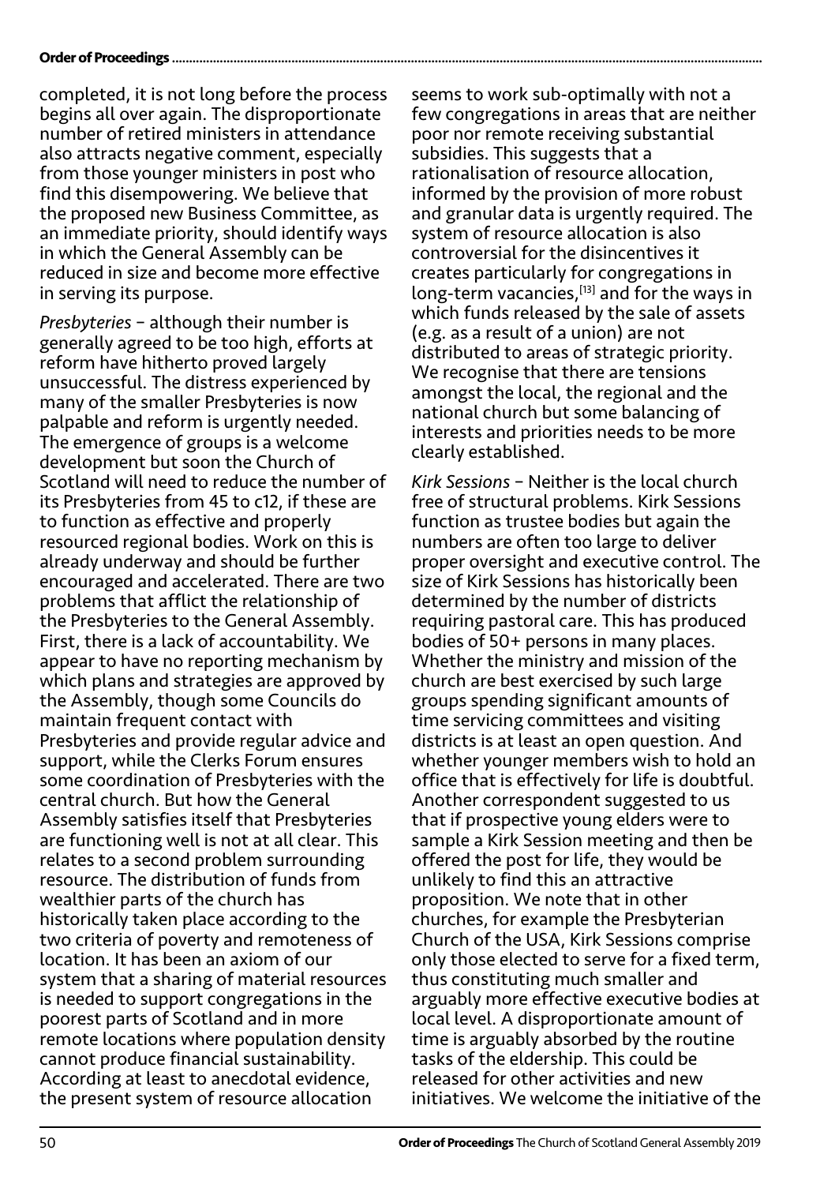completed, it is not long before the process begins all over again. The disproportionate number of retired ministers in attendance also attracts negative comment, especially from those younger ministers in post who find this disempowering. We believe that the proposed new Business Committee, as an immediate priority, should identify ways in which the General Assembly can be reduced in size and become more effective in serving its purpose.

*Presbyteries* – although their number is generally agreed to be too high, efforts at reform have hitherto proved largely unsuccessful. The distress experienced by many of the smaller Presbyteries is now palpable and reform is urgently needed. The emergence of groups is a welcome development but soon the Church of Scotland will need to reduce the number of its Presbyteries from 45 to c12, if these are to function as effective and properly resourced regional bodies. Work on this is already underway and should be further encouraged and accelerated. There are two problems that afflict the relationship of the Presbyteries to the General Assembly. First, there is a lack of accountability. We appear to have no reporting mechanism by which plans and strategies are approved by the Assembly, though some Councils do maintain frequent contact with Presbyteries and provide regular advice and support, while the Clerks Forum ensures some coordination of Presbyteries with the central church. But how the General Assembly satisfies itself that Presbyteries are functioning well is not at all clear. This relates to a second problem surrounding resource. The distribution of funds from wealthier parts of the church has historically taken place according to the two criteria of poverty and remoteness of location. It has been an axiom of our system that a sharing of material resources is needed to support congregations in the poorest parts of Scotland and in more remote locations where population density cannot produce financial sustainability. According at least to anecdotal evidence, the present system of resource allocation seems to work sub-optimally with not a few congregations in areas that are neither poor nor remote receiving substantial subsidies. This suggests that a rationalisation of resource allocation, informed by the provision of more robust and granular data is urgently required. The system of resource allocation is also controversial for the disincentives it creates particularly for congregations in long-term vacancies,[13] and for the ways in which funds released by the sale of assets (e.g. as a result of a union) are not distributed to areas of strategic priority. We recognise that there are tensions amongst the local, the regional and the national church but some balancing of interests and priorities needs to be more clearly established.

*Kirk Sessions* – Neither is the local church free of structural problems. Kirk Sessions function as trustee bodies but again the numbers are often too large to deliver proper oversight and executive control. The size of Kirk Sessions has historically been determined by the number of districts requiring pastoral care. This has produced bodies of 50+ persons in many places. Whether the ministry and mission of the church are best exercised by such large groups spending significant amounts of time servicing committees and visiting districts is at least an open question. And whether younger members wish to hold an office that is effectively for life is doubtful. Another correspondent suggested to us that if prospective young elders were to sample a Kirk Session meeting and then be offered the post for life, they would be unlikely to find this an attractive proposition. We note that in other churches, for example the Presbyterian Church of the USA, Kirk Sessions comprise only those elected to serve for a fixed term, thus constituting much smaller and arguably more effective executive bodies at local level. A disproportionate amount of time is arguably absorbed by the routine tasks of the eldership. This could be released for other activities and new initiatives. We welcome the initiative of the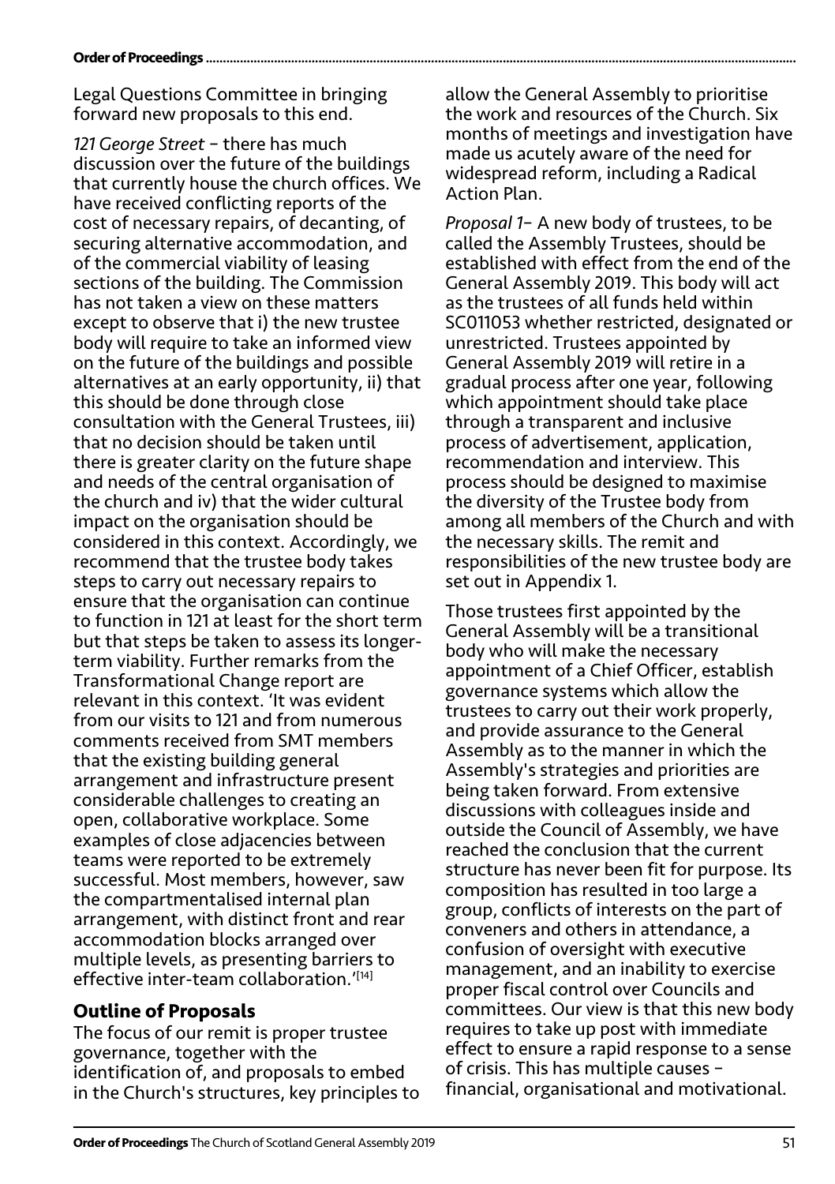Legal Questions Committee in bringing forward new proposals to this end.

*121 George Street* – there has much discussion over the future of the buildings that currently house the church offices. We have received conflicting reports of the cost of necessary repairs, of decanting, of securing alternative accommodation, and of the commercial viability of leasing sections of the building. The Commission has not taken a view on these matters except to observe that i) the new trustee body will require to take an informed view on the future of the buildings and possible alternatives at an early opportunity, ii) that this should be done through close consultation with the General Trustees, iii) that no decision should be taken until there is greater clarity on the future shape and needs of the central organisation of the church and iv) that the wider cultural impact on the organisation should be considered in this context. Accordingly, we recommend that the trustee body takes steps to carry out necessary repairs to ensure that the organisation can continue to function in 121 at least for the short term but that steps be taken to assess its longer-term viability. Further remarks from the Transformational Change report are relevant in this context. 'It was evident from our visits to 121 and from numerous comments received from SMT members that the existing building general arrangement and infrastructure present considerable challenges to creating an open, collaborative workplace. Some examples of close adjacencies between teams were reported to be extremely successful. Most members, however, saw the compartmentalised internal plan arrangement, with distinct front and rear accommodation blocks arranged over multiple levels, as presenting barriers to effective inter-team collaboration.'[14]

## Outline of Proposals

The focus of our remit is proper trustee governance, together with the identification of, and proposals to embed in the Church's structures, key principles to allow the General Assembly to prioritise the work and resources of the Church. Six months of meetings and investigation have made us acutely aware of the need for widespread reform, including a Radical Action Plan.

*Proposal 1*– A new body of trustees, to be called the Assembly Trustees, should be established with effect from the end of the General Assembly 2019. This body will act as the trustees of all funds held within SC011053 whether restricted, designated or unrestricted. Trustees appointed by General Assembly 2019 will retire in a gradual process after one year, following which appointment should take place through a transparent and inclusive process of advertisement, application, recommendation and interview. This process should be designed to maximise the diversity of the Trustee body from among all members of the Church and with the necessary skills. The remit and responsibilities of the new trustee body are set out in Appendix 1.

Those trustees first appointed by the General Assembly will be a transitional body who will make the necessary appointment of a Chief Officer, establish governance systems which allow the trustees to carry out their work properly, and provide assurance to the General Assembly as to the manner in which the Assembly's strategies and priorities are being taken forward. From extensive discussions with colleagues inside and outside the Council of Assembly, we have reached the conclusion that the current structure has never been fit for purpose. Its composition has resulted in too large a group, conflicts of interests on the part of conveners and others in attendance, a confusion of oversight with executive management, and an inability to exercise proper fiscal control over Councils and committees. Our view is that this new body requires to take up post with immediate effect to ensure a rapid response to a sense of crisis. This has multiple causes – financial, organisational and motivational.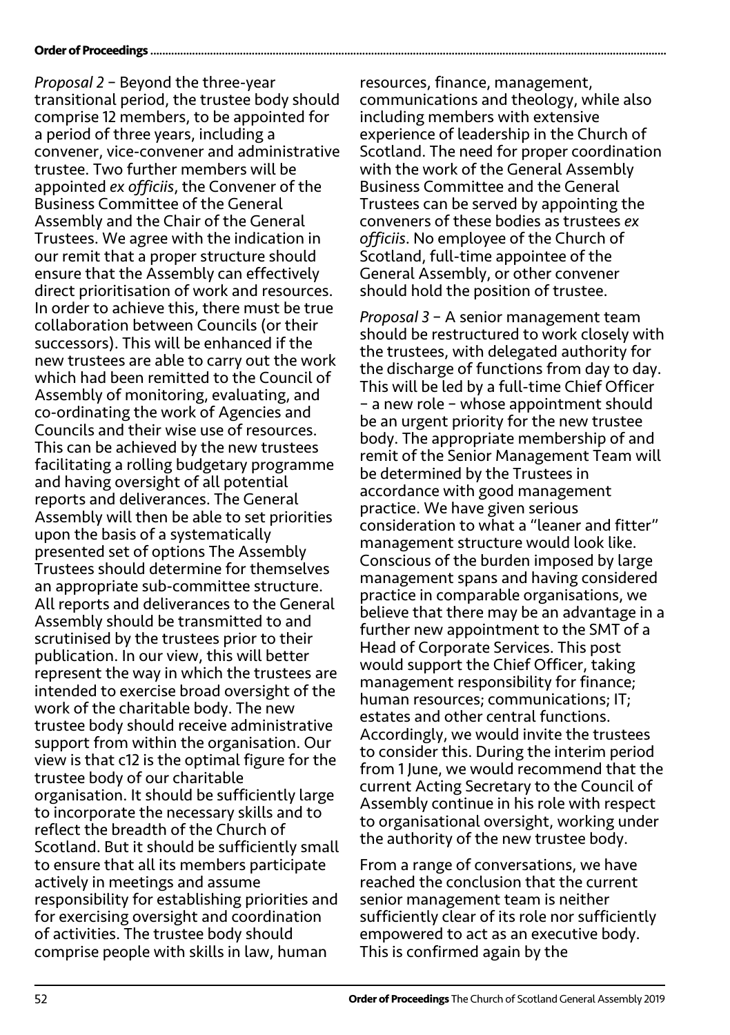*Proposal 2* – Beyond the three-year transitional period, the trustee body should comprise 12 members, to be appointed for a period of three years, including a convener, vice-convener and administrative trustee. Two further members will be appointed *ex officiis*, the Convener of the Business Committee of the General Assembly and the Chair of the General Trustees. We agree with the indication in our remit that a proper structure should ensure that the Assembly can effectively direct prioritisation of work and resources. In order to achieve this, there must be true collaboration between Councils (or their successors). This will be enhanced if the new trustees are able to carry out the work which had been remitted to the Council of Assembly of monitoring, evaluating, and co-ordinating the work of Agencies and Councils and their wise use of resources. This can be achieved by the new trustees facilitating a rolling budgetary programme and having oversight of all potential reports and deliverances. The General Assembly will then be able to set priorities upon the basis of a systematically presented set of options The Assembly Trustees should determine for themselves an appropriate sub-committee structure. All reports and deliverances to the General Assembly should be transmitted to and scrutinised by the trustees prior to their publication. In our view, this will better represent the way in which the trustees are intended to exercise broad oversight of the work of the charitable body. The new trustee body should receive administrative support from within the organisation. Our view is that c12 is the optimal figure for the trustee body of our charitable organisation. It should be sufficiently large to incorporate the necessary skills and to reflect the breadth of the Church of Scotland. But it should be sufficiently small to ensure that all its members participate actively in meetings and assume responsibility for establishing priorities and for exercising oversight and coordination of activities. The trustee body should comprise people with skills in law, human resources, finance, management, communications and theology, while also including members with extensive experience of leadership in the Church of Scotland. The need for proper coordination with the work of the General Assembly Business Committee and the General Trustees can be served by appointing the conveners of these bodies as trustees *ex officiis*. No employee of the Church of Scotland, full-time appointee of the General Assembly, or other convener should hold the position of trustee.

*Proposal 3* – A senior management team should be restructured to work closely with the trustees, with delegated authority for the discharge of functions from day to day. This will be led by a full-time Chief Officer – a new role – whose appointment should be an urgent priority for the new trustee body. The appropriate membership of and remit of the Senior Management Team will be determined by the Trustees in accordance with good management practice. We have given serious consideration to what a "leaner and fitter" management structure would look like. Conscious of the burden imposed by large management spans and having considered practice in comparable organisations, we believe that there may be an advantage in a further new appointment to the SMT of a Head of Corporate Services. This post would support the Chief Officer, taking management responsibility for finance; human resources; communications; IT; estates and other central functions. Accordingly, we would invite the trustees to consider this. During the interim period from 1 June, we would recommend that the current Acting Secretary to the Council of Assembly continue in his role with respect to organisational oversight, working under the authority of the new trustee body.

From a range of conversations, we have reached the conclusion that the current senior management team is neither sufficiently clear of its role nor sufficiently empowered to act as an executive body. This is confirmed again by the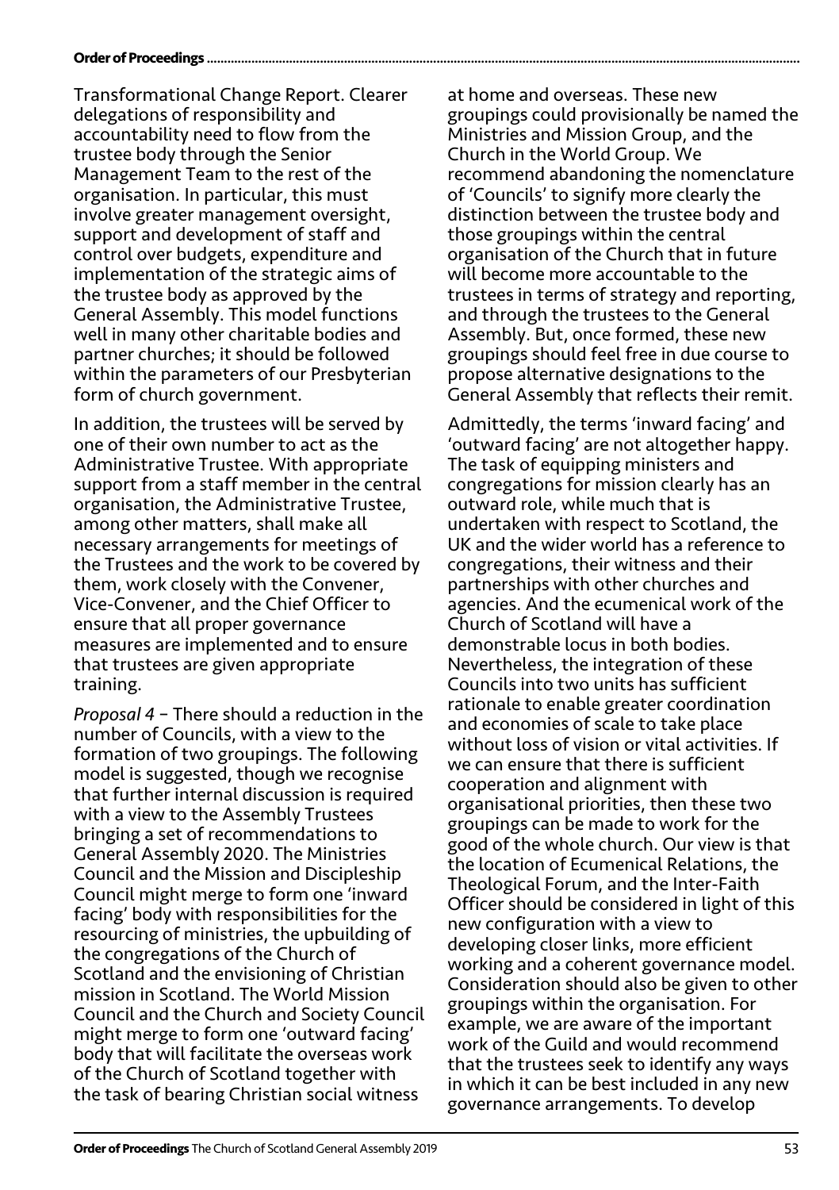Transformational Change Report. Clearer delegations of responsibility and accountability need to flow from the trustee body through the Senior Management Team to the rest of the organisation. In particular, this must involve greater management oversight, support and development of staff and control over budgets, expenditure and implementation of the strategic aims of the trustee body as approved by the General Assembly. This model functions well in many other charitable bodies and partner churches; it should be followed within the parameters of our Presbyterian form of church government.

In addition, the trustees will be served by one of their own number to act as the Administrative Trustee. With appropriate support from a staff member in the central organisation, the Administrative Trustee, among other matters, shall make all necessary arrangements for meetings of the Trustees and the work to be covered by them, work closely with the Convener, Vice-Convener, and the Chief Officer to ensure that all proper governance measures are implemented and to ensure that trustees are given appropriate training.

*Proposal 4* – There should a reduction in the number of Councils, with a view to the formation of two groupings. The following model is suggested, though we recognise that further internal discussion is required with a view to the Assembly Trustees bringing a set of recommendations to General Assembly 2020. The Ministries Council and the Mission and Discipleship Council might merge to form one 'inward facing' body with responsibilities for the resourcing of ministries, the upbuilding of the congregations of the Church of Scotland and the envisioning of Christian mission in Scotland. The World Mission Council and the Church and Society Council might merge to form one 'outward facing' body that will facilitate the overseas work of the Church of Scotland together with the task of bearing Christian social witness at home and overseas. These new groupings could provisionally be named the Ministries and Mission Group, and the Church in the World Group. We recommend abandoning the nomenclature of 'Councils' to signify more clearly the distinction between the trustee body and those groupings within the central organisation of the Church that in future will become more accountable to the trustees in terms of strategy and reporting, and through the trustees to the General Assembly. But, once formed, these new groupings should feel free in due course to propose alternative designations to the General Assembly that reflects their remit.

Admittedly, the terms 'inward facing' and 'outward facing' are not altogether happy. The task of equipping ministers and congregations for mission clearly has an outward role, while much that is undertaken with respect to Scotland, the UK and the wider world has a reference to congregations, their witness and their partnerships with other churches and agencies. And the ecumenical work of the Church of Scotland will have a demonstrable locus in both bodies. Nevertheless, the integration of these Councils into two units has sufficient rationale to enable greater coordination and economies of scale to take place without loss of vision or vital activities. If we can ensure that there is sufficient cooperation and alignment with organisational priorities, then these two groupings can be made to work for the good of the whole church. Our view is that the location of Ecumenical Relations, the Theological Forum, and the Inter-Faith Officer should be considered in light of this new configuration with a view to developing closer links, more efficient working and a coherent governance model. Consideration should also be given to other groupings within the organisation. For example, we are aware of the important work of the Guild and would recommend that the trustees seek to identify any ways in which it can be best included in any new governance arrangements. To develop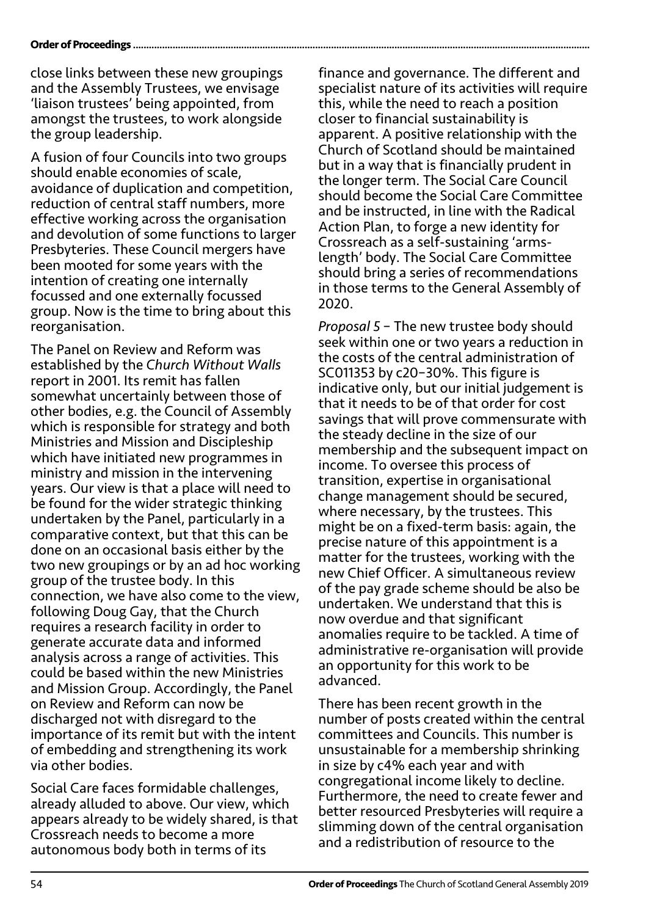close links between these new groupings and the Assembly Trustees, we envisage 'liaison trustees' being appointed, from amongst the trustees, to work alongside the group leadership.

A fusion of four Councils into two groups should enable economies of scale, avoidance of duplication and competition, reduction of central staff numbers, more effective working across the organisation and devolution of some functions to larger Presbyteries. These Council mergers have been mooted for some years with the intention of creating one internally focussed and one externally focussed group. Now is the time to bring about this reorganisation.

The Panel on Review and Reform was established by the *Church Without Walls* report in 2001. Its remit has fallen somewhat uncertainly between those of other bodies, e.g. the Council of Assembly which is responsible for strategy and both Ministries and Mission and Discipleship which have initiated new programmes in ministry and mission in the intervening years. Our view is that a place will need to be found for the wider strategic thinking undertaken by the Panel, particularly in a comparative context, but that this can be done on an occasional basis either by the two new groupings or by an ad hoc working group of the trustee body. In this connection, we have also come to the view, following Doug Gay, that the Church requires a research facility in order to generate accurate data and informed analysis across a range of activities. This could be based within the new Ministries and Mission Group. Accordingly, the Panel on Review and Reform can now be discharged not with disregard to the importance of its remit but with the intent of embedding and strengthening its work via other bodies.

Social Care faces formidable challenges, already alluded to above. Our view, which appears already to be widely shared, is that Crossreach needs to become a more autonomous body both in terms of its finance and governance. The different and specialist nature of its activities will require this, while the need to reach a position closer to financial sustainability is apparent. A positive relationship with the Church of Scotland should be maintained but in a way that is financially prudent in the longer term. The Social Care Council should become the Social Care Committee and be instructed, in line with the Radical Action Plan, to forge a new identity for Crossreach as a self-sustaining 'arms-length' body. The Social Care Committee should bring a series of recommendations in those terms to the General Assembly of 2020.

*Proposal 5* – The new trustee body should seek within one or two years a reduction in the costs of the central administration of SC011353 by c20–30%. This figure is indicative only, but our initial judgement is that it needs to be of that order for cost savings that will prove commensurate with the steady decline in the size of our membership and the subsequent impact on income. To oversee this process of transition, expertise in organisational change management should be secured, where necessary, by the trustees. This might be on a fixed-term basis: again, the precise nature of this appointment is a matter for the trustees, working with the new Chief Officer. A simultaneous review of the pay grade scheme should be also be undertaken. We understand that this is now overdue and that significant anomalies require to be tackled. A time of administrative re-organisation will provide an opportunity for this work to be advanced.

There has been recent growth in the number of posts created within the central committees and Councils. This number is unsustainable for a membership shrinking in size by c4% each year and with congregational income likely to decline. Furthermore, the need to create fewer and better resourced Presbyteries will require a slimming down of the central organisation and a redistribution of resource to the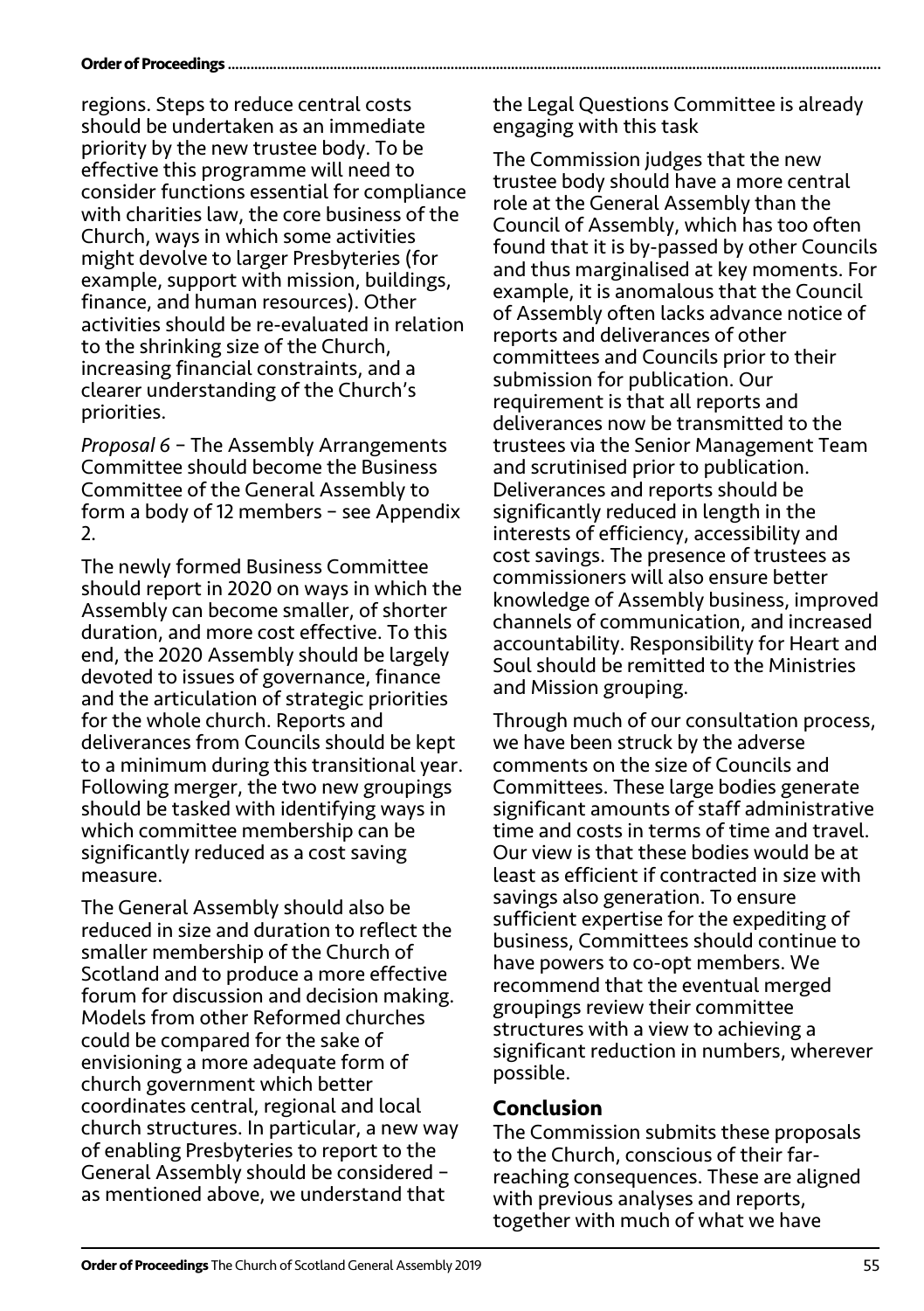regions. Steps to reduce central costs should be undertaken as an immediate priority by the new trustee body. To be effective this programme will need to consider functions essential for compliance with charities law, the core business of the Church, ways in which some activities might devolve to larger Presbyteries (for example, support with mission, buildings, finance, and human resources). Other activities should be re-evaluated in relation to the shrinking size of the Church, increasing financial constraints, and a clearer understanding of the Church's priorities.

*Proposal 6* – The Assembly Arrangements Committee should become the Business Committee of the General Assembly to form a body of 12 members – see Appendix 2.

The newly formed Business Committee should report in 2020 on ways in which the Assembly can become smaller, of shorter duration, and more cost effective. To this end, the 2020 Assembly should be largely devoted to issues of governance, finance and the articulation of strategic priorities for the whole church. Reports and deliverances from Councils should be kept to a minimum during this transitional year. Following merger, the two new groupings should be tasked with identifying ways in which committee membership can be significantly reduced as a cost saving measure.

The General Assembly should also be reduced in size and duration to reflect the smaller membership of the Church of Scotland and to produce a more effective forum for discussion and decision making. Models from other Reformed churches could be compared for the sake of envisioning a more adequate form of church government which better coordinates central, regional and local church structures. In particular, a new way of enabling Presbyteries to report to the General Assembly should be considered – as mentioned above, we understand that the Legal Questions Committee is already engaging with this task

The Commission judges that the new trustee body should have a more central role at the General Assembly than the Council of Assembly, which has too often found that it is by-passed by other Councils and thus marginalised at key moments. For example, it is anomalous that the Council of Assembly often lacks advance notice of reports and deliverances of other committees and Councils prior to their submission for publication. Our requirement is that all reports and deliverances now be transmitted to the trustees via the Senior Management Team and scrutinised prior to publication. Deliverances and reports should be significantly reduced in length in the interests of efficiency, accessibility and cost savings. The presence of trustees as commissioners will also ensure better knowledge of Assembly business, improved channels of communication, and increased accountability. Responsibility for Heart and Soul should be remitted to the Ministries and Mission grouping.

Through much of our consultation process, we have been struck by the adverse comments on the size of Councils and Committees. These large bodies generate significant amounts of staff administrative time and costs in terms of time and travel. Our view is that these bodies would be at least as efficient if contracted in size with savings also generation. To ensure sufficient expertise for the expediting of business, Committees should continue to have powers to co-opt members. We recommend that the eventual merged groupings review their committee structures with a view to achieving a significant reduction in numbers, wherever possible.

## Conclusion

The Commission submits these proposals to the Church, conscious of their far-reaching consequences. These are aligned with previous analyses and reports, together with much of what we have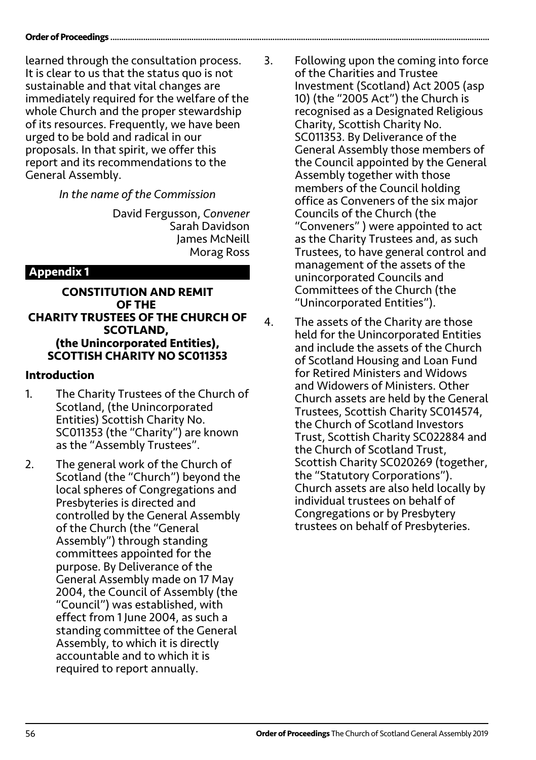learned through the consultation process. It is clear to us that the status quo is not sustainable and that vital changes are immediately required for the welfare of the whole Church and the proper stewardship of its resources. Frequently, we have been urged to be bold and radical in our proposals. In that spirit, we offer this report and its recommendations to the General Assembly.

*In the name of the Commission*

David Fergusson, *Convener*
Sarah Davidson
James McNeill
Morag Ross

## Appendix 1

**CONSTITUTION AND REMIT OF THE CHARITY TRUSTEES OF THE CHURCH OF SCOTLAND, (the Unincorporated Entities), SCOTTISH CHARITY NO SC011353**

### Introduction

1. The Charity Trustees of the Church of Scotland, (the Unincorporated Entities) Scottish Charity No. SC011353 (the "Charity") are known as the "Assembly Trustees".

2. The general work of the Church of Scotland (the "Church") beyond the local spheres of Congregations and Presbyteries is directed and controlled by the General Assembly of the Church (the "General Assembly") through standing committees appointed for the purpose. By Deliverance of the General Assembly made on 17 May 2004, the Council of Assembly (the "Council") was established, with effect from 1 June 2004, as such a standing committee of the General Assembly, to which it is directly accountable and to which it is required to report annually.

3. Following upon the coming into force of the Charities and Trustee Investment (Scotland) Act 2005 (asp 10) (the "2005 Act") the Church is recognised as a Designated Religious Charity, Scottish Charity No. SC011353. By Deliverance of the General Assembly those members of the Council appointed by the General Assembly together with those members of the Council holding office as Conveners of the six major Councils of the Church (the "Conveners" ) were appointed to act as the Charity Trustees and, as such Trustees, to have general control and management of the assets of the unincorporated Councils and Committees of the Church (the "Unincorporated Entities").

4. The assets of the Charity are those held for the Unincorporated Entities and include the assets of the Church of Scotland Housing and Loan Fund for Retired Ministers and Widows and Widowers of Ministers. Other Church assets are held by the General Trustees, Scottish Charity SC014574, the Church of Scotland Investors Trust, Scottish Charity SC022884 and the Church of Scotland Trust, Scottish Charity SC020269 (together, the "Statutory Corporations"). Church assets are also held locally by individual trustees on behalf of Congregations or by Presbytery trustees on behalf of Presbyteries.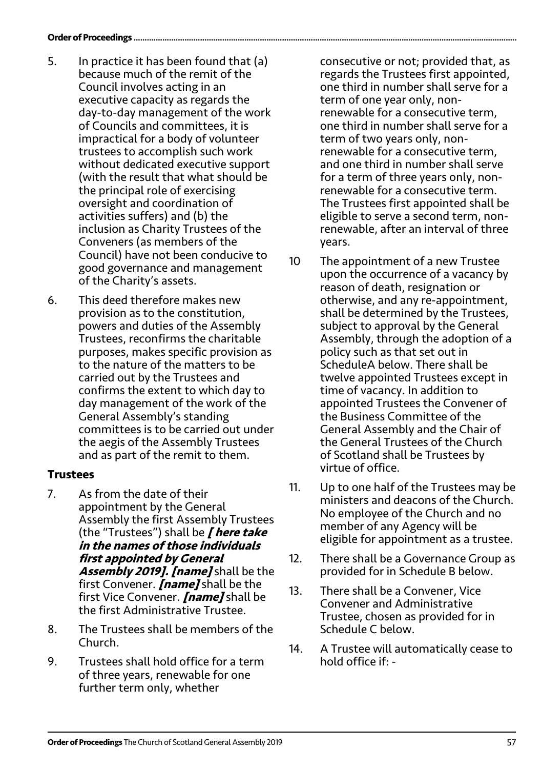5. In practice it has been found that (a) because much of the remit of the Council involves acting in an executive capacity as regards the day-to-day management of the work of Councils and committees, it is impractical for a body of volunteer trustees to accomplish such work without dedicated executive support (with the result that what should be the principal role of exercising oversight and coordination of activities suffers) and (b) the inclusion as Charity Trustees of the Conveners (as members of the Council) have not been conducive to good governance and management of the Charity's assets.

6. This deed therefore makes new provision as to the constitution, powers and duties of the Assembly Trustees, reconfirms the charitable purposes, makes specific provision as to the nature of the matters to be carried out by the Trustees and confirms the extent to which day to day management of the work of the General Assembly's standing committees is to be carried out under the aegis of the Assembly Trustees and as part of the remit to them.

### Trustees

7. As from the date of their appointment by the General Assembly the first Assembly Trustees (the "Trustees") shall be ***[ here take in the names of those individuals first appointed by General Assembly 2019]. [name]*** shall be the first Convener. ***[name]*** shall be the first Vice Convener. ***[name]*** shall be the first Administrative Trustee.

8. The Trustees shall be members of the Church.

9. Trustees shall hold office for a term of three years, renewable for one further term only, whether consecutive or not; provided that, as regards the Trustees first appointed, one third in number shall serve for a term of one year only, non-renewable for a consecutive term, one third in number shall serve for a term of two years only, non-renewable for a consecutive term, and one third in number shall serve for a term of three years only, non-renewable for a consecutive term. The Trustees first appointed shall be eligible to serve a second term, non-renewable, after an interval of three years.

10 The appointment of a new Trustee upon the occurrence of a vacancy by reason of death, resignation or otherwise, and any re-appointment, shall be determined by the Trustees, subject to approval by the General Assembly, through the adoption of a policy such as that set out in ScheduleA below. There shall be twelve appointed Trustees except in time of vacancy. In addition to appointed Trustees the Convener of the Business Committee of the General Assembly and the Chair of the General Trustees of the Church of Scotland shall be Trustees by virtue of office.

11. Up to one half of the Trustees may be ministers and deacons of the Church. No employee of the Church and no member of any Agency will be eligible for appointment as a trustee.

12. There shall be a Governance Group as provided for in Schedule B below.

13. There shall be a Convener, Vice Convener and Administrative Trustee, chosen as provided for in Schedule C below.

14. A Trustee will automatically cease to hold office if: -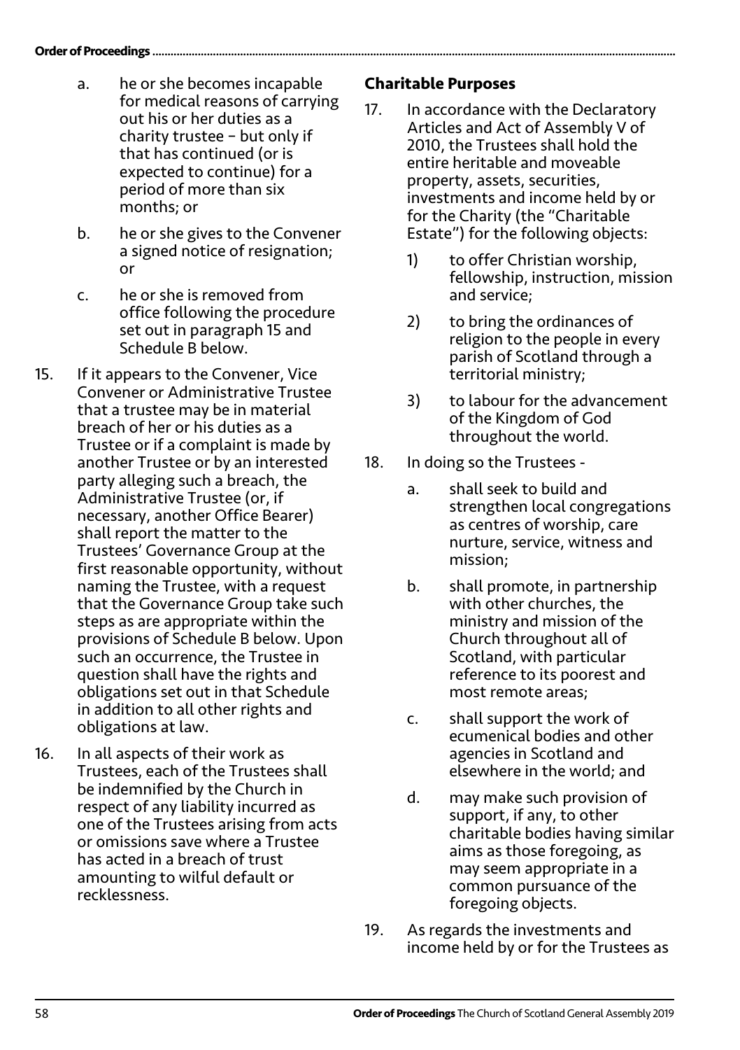a. he or she becomes incapable for medical reasons of carrying out his or her duties as a charity trustee – but only if that has continued (or is expected to continue) for a period of more than six months; or

b. he or she gives to the Convener a signed notice of resignation; or

c. he or she is removed from office following the procedure set out in paragraph 15 and Schedule B below.

15. If it appears to the Convener, Vice Convener or Administrative Trustee that a trustee may be in material breach of her or his duties as a Trustee or if a complaint is made by another Trustee or by an interested party alleging such a breach, the Administrative Trustee (or, if necessary, another Office Bearer) shall report the matter to the Trustees' Governance Group at the first reasonable opportunity, without naming the Trustee, with a request that the Governance Group take such steps as are appropriate within the provisions of Schedule B below. Upon such an occurrence, the Trustee in question shall have the rights and obligations set out in that Schedule in addition to all other rights and obligations at law.

16. In all aspects of their work as Trustees, each of the Trustees shall be indemnified by the Church in respect of any liability incurred as one of the Trustees arising from acts or omissions save where a Trustee has acted in a breach of trust amounting to wilful default or recklessness.

### Charitable Purposes

17. In accordance with the Declaratory Articles and Act of Assembly V of 2010, the Trustees shall hold the entire heritable and moveable property, assets, securities, investments and income held by or for the Charity (the "Charitable Estate") for the following objects:

    1) to offer Christian worship, fellowship, instruction, mission and service;

    2) to bring the ordinances of religion to the people in every parish of Scotland through a territorial ministry;

    3) to labour for the advancement of the Kingdom of God throughout the world.

18. In doing so the Trustees -

    a. shall seek to build and strengthen local congregations as centres of worship, care nurture, service, witness and mission;

    b. shall promote, in partnership with other churches, the ministry and mission of the Church throughout all of Scotland, with particular reference to its poorest and most remote areas;

    c. shall support the work of ecumenical bodies and other agencies in Scotland and elsewhere in the world; and

    d. may make such provision of support, if any, to other charitable bodies having similar aims as those foregoing, as may seem appropriate in a common pursuance of the foregoing objects.

19. As regards the investments and income held by or for the Trustees as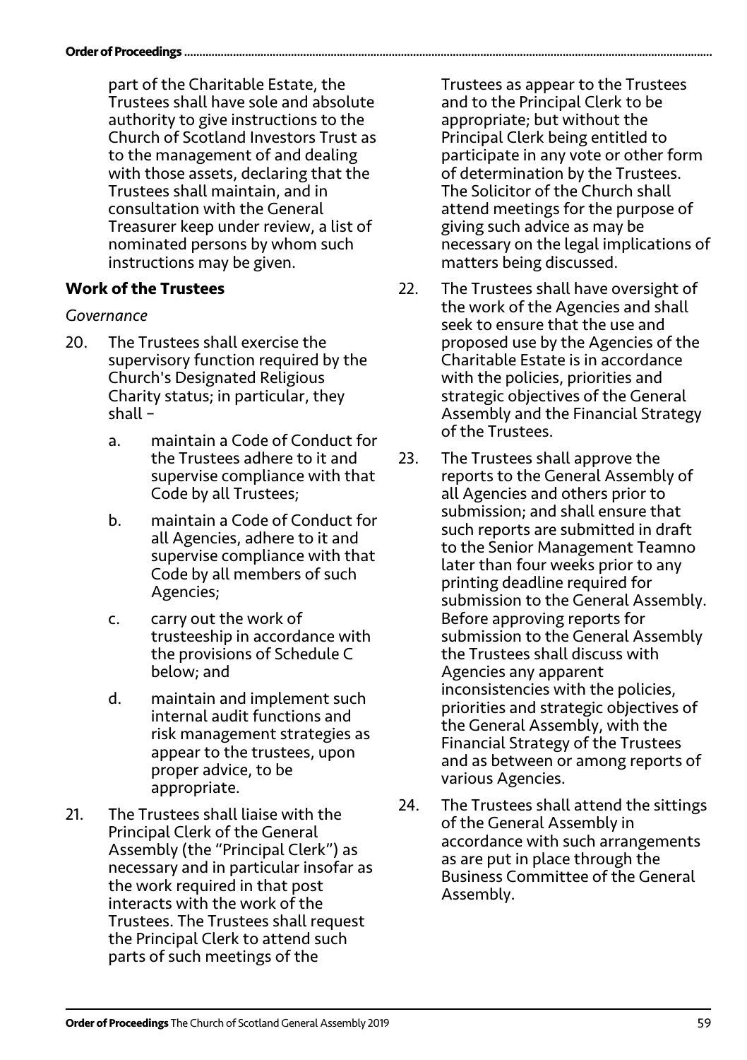part of the Charitable Estate, the Trustees shall have sole and absolute authority to give instructions to the Church of Scotland Investors Trust as to the management of and dealing with those assets, declaring that the Trustees shall maintain, and in consultation with the General Treasurer keep under review, a list of nominated persons by whom such instructions may be given.

## Work of the Trustees

*Governance*

20. The Trustees shall exercise the supervisory function required by the Church's Designated Religious Charity status; in particular, they shall –

    a. maintain a Code of Conduct for the Trustees adhere to it and supervise compliance with that Code by all Trustees;

    b. maintain a Code of Conduct for all Agencies, adhere to it and supervise compliance with that Code by all members of such Agencies;

    c. carry out the work of trusteeship in accordance with the provisions of Schedule C below; and

    d. maintain and implement such internal audit functions and risk management strategies as appear to the trustees, upon proper advice, to be appropriate.

21. The Trustees shall liaise with the Principal Clerk of the General Assembly (the "Principal Clerk") as necessary and in particular insofar as the work required in that post interacts with the work of the Trustees. The Trustees shall request the Principal Clerk to attend such parts of such meetings of the Trustees as appear to the Trustees and to the Principal Clerk to be appropriate; but without the Principal Clerk being entitled to participate in any vote or other form of determination by the Trustees. The Solicitor of the Church shall attend meetings for the purpose of giving such advice as may be necessary on the legal implications of matters being discussed.

22. The Trustees shall have oversight of the work of the Agencies and shall seek to ensure that the use and proposed use by the Agencies of the Charitable Estate is in accordance with the policies, priorities and strategic objectives of the General Assembly and the Financial Strategy of the Trustees.

23. The Trustees shall approve the reports to the General Assembly of all Agencies and others prior to submission; and shall ensure that such reports are submitted in draft to the Senior Management Teamno later than four weeks prior to any printing deadline required for submission to the General Assembly. Before approving reports for submission to the General Assembly the Trustees shall discuss with Agencies any apparent inconsistencies with the policies, priorities and strategic objectives of the General Assembly, with the Financial Strategy of the Trustees and as between or among reports of various Agencies.

24. The Trustees shall attend the sittings of the General Assembly in accordance with such arrangements as are put in place through the Business Committee of the General Assembly.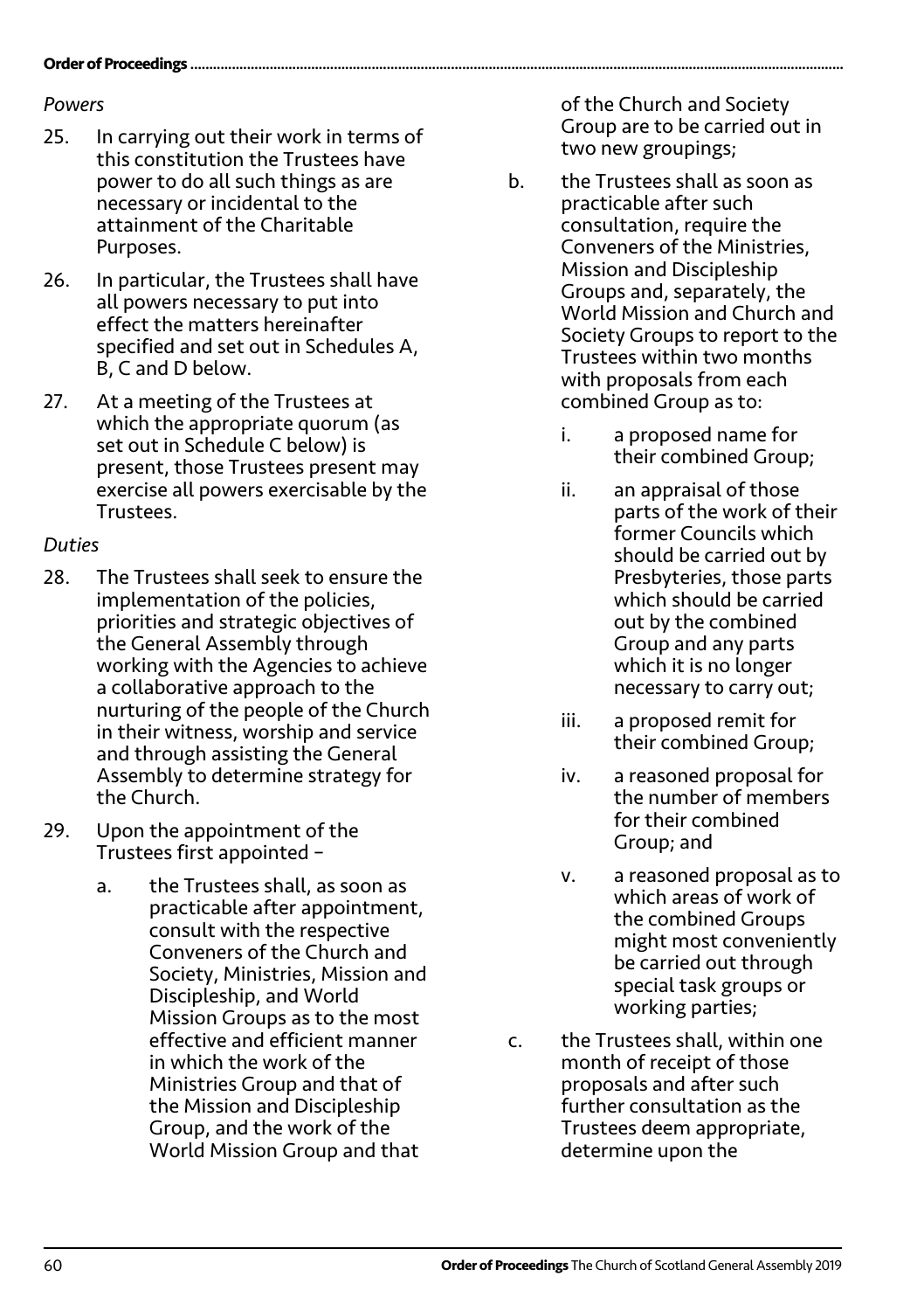*Powers*

25. In carrying out their work in terms of this constitution the Trustees have power to do all such things as are necessary or incidental to the attainment of the Charitable Purposes.

26. In particular, the Trustees shall have all powers necessary to put into effect the matters hereinafter specified and set out in Schedules A, B, C and D below.

27. At a meeting of the Trustees at which the appropriate quorum (as set out in Schedule C below) is present, those Trustees present may exercise all powers exercisable by the Trustees.

*Duties*

28. The Trustees shall seek to ensure the implementation of the policies, priorities and strategic objectives of the General Assembly through working with the Agencies to achieve a collaborative approach to the nurturing of the people of the Church in their witness, worship and service and through assisting the General Assembly to determine strategy for the Church.

29. Upon the appointment of the Trustees first appointed –

    a. the Trustees shall, as soon as practicable after appointment, consult with the respective Conveners of the Church and Society, Ministries, Mission and Discipleship, and World Mission Groups as to the most effective and efficient manner in which the work of the Ministries Group and that of the Mission and Discipleship Group, and the work of the World Mission Group and that of the Church and Society Group are to be carried out in two new groupings;

    b. the Trustees shall as soon as practicable after such consultation, require the Conveners of the Ministries, Mission and Discipleship Groups and, separately, the World Mission and Church and Society Groups to report to the Trustees within two months with proposals from each combined Group as to:

        i. a proposed name for their combined Group;

        ii. an appraisal of those parts of the work of their former Councils which should be carried out by Presbyteries, those parts which should be carried out by the combined Group and any parts which it is no longer necessary to carry out;

        iii. a proposed remit for their combined Group;

        iv. a reasoned proposal for the number of members for their combined Group; and

        v. a reasoned proposal as to which areas of work of the combined Groups might most conveniently be carried out through special task groups or working parties;

    c. the Trustees shall, within one month of receipt of those proposals and after such further consultation as the Trustees deem appropriate, determine upon the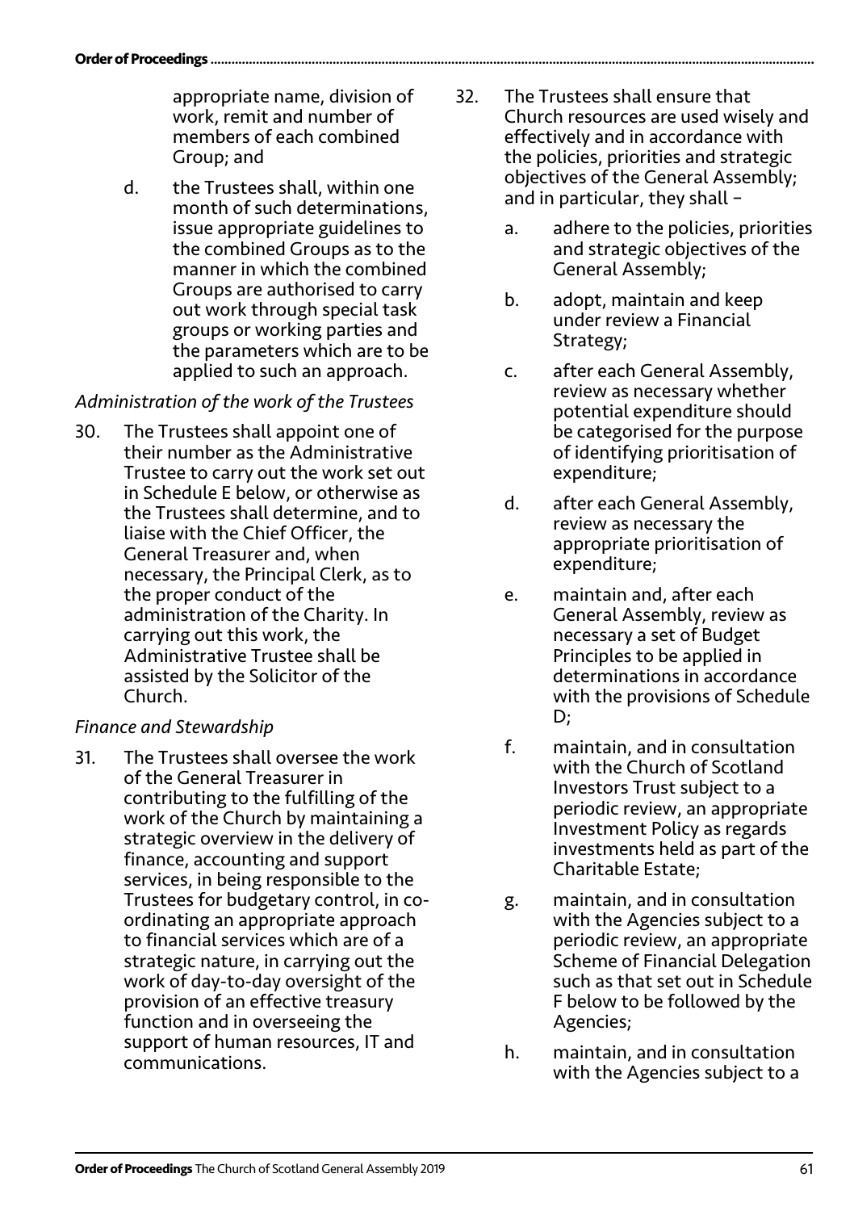appropriate name, division of work, remit and number of members of each combined Group; and

d. the Trustees shall, within one month of such determinations, issue appropriate guidelines to the combined Groups as to the manner in which the combined Groups are authorised to carry out work through special task groups or working parties and the parameters which are to be applied to such an approach.

*Administration of the work of the Trustees*

30. The Trustees shall appoint one of their number as the Administrative Trustee to carry out the work set out in Schedule E below, or otherwise as the Trustees shall determine, and to liaise with the Chief Officer, the General Treasurer and, when necessary, the Principal Clerk, as to the proper conduct of the administration of the Charity. In carrying out this work, the Administrative Trustee shall be assisted by the Solicitor of the Church.

*Finance and Stewardship*

31. The Trustees shall oversee the work of the General Treasurer in contributing to the fulfilling of the work of the Church by maintaining a strategic overview in the delivery of finance, accounting and support services, in being responsible to the Trustees for budgetary control, in co-ordinating an appropriate approach to financial services which are of a strategic nature, in carrying out the work of day-to-day oversight of the provision of an effective treasury function and in overseeing the support of human resources, IT and communications.

32. The Trustees shall ensure that Church resources are used wisely and effectively and in accordance with the policies, priorities and strategic objectives of the General Assembly; and in particular, they shall –

a. adhere to the policies, priorities and strategic objectives of the General Assembly;

b. adopt, maintain and keep under review a Financial Strategy;

c. after each General Assembly, review as necessary whether potential expenditure should be categorised for the purpose of identifying prioritisation of expenditure;

d. after each General Assembly, review as necessary the appropriate prioritisation of expenditure;

e. maintain and, after each General Assembly, review as necessary a set of Budget Principles to be applied in determinations in accordance with the provisions of Schedule D;

f. maintain, and in consultation with the Church of Scotland Investors Trust subject to a periodic review, an appropriate Investment Policy as regards investments held as part of the Charitable Estate;

g. maintain, and in consultation with the Agencies subject to a periodic review, an appropriate Scheme of Financial Delegation such as that set out in Schedule F below to be followed by the Agencies;

h. maintain, and in consultation with the Agencies subject to a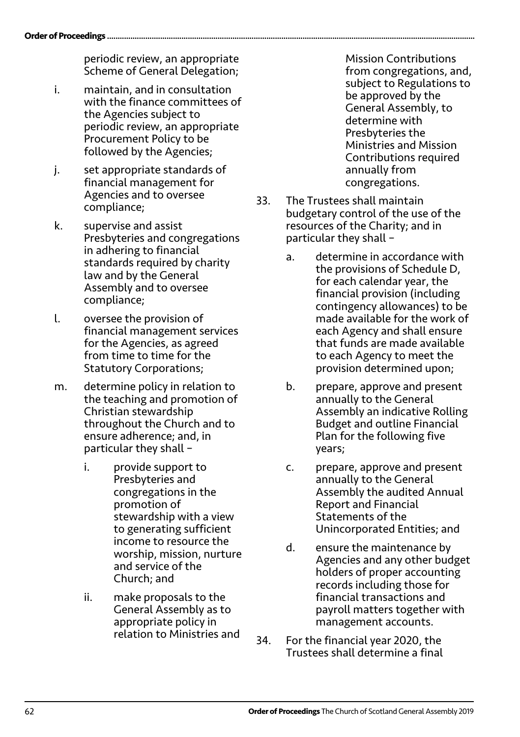periodic review, an appropriate Scheme of General Delegation;

i. maintain, and in consultation with the finance committees of the Agencies subject to periodic review, an appropriate Procurement Policy to be followed by the Agencies;

j. set appropriate standards of financial management for Agencies and to oversee compliance;

k. supervise and assist Presbyteries and congregations in adhering to financial standards required by charity law and by the General Assembly and to oversee compliance;

l. oversee the provision of financial management services for the Agencies, as agreed from time to time for the Statutory Corporations;

m. determine policy in relation to the teaching and promotion of Christian stewardship throughout the Church and to ensure adherence; and, in particular they shall –

   i. provide support to Presbyteries and congregations in the promotion of stewardship with a view to generating sufficient income to resource the worship, mission, nurture and service of the Church; and

   ii. make proposals to the General Assembly as to appropriate policy in relation to Ministries and Mission Contributions from congregations, and, subject to Regulations to be approved by the General Assembly, to determine with Presbyteries the Ministries and Mission Contributions required annually from congregations.

33. The Trustees shall maintain budgetary control of the use of the resources of the Charity; and in particular they shall –

   a. determine in accordance with the provisions of Schedule D, for each calendar year, the financial provision (including contingency allowances) to be made available for the work of each Agency and shall ensure that funds are made available to each Agency to meet the provision determined upon;

   b. prepare, approve and present annually to the General Assembly an indicative Rolling Budget and outline Financial Plan for the following five years;

   c. prepare, approve and present annually to the General Assembly the audited Annual Report and Financial Statements of the Unincorporated Entities; and

   d. ensure the maintenance by Agencies and any other budget holders of proper accounting records including those for financial transactions and payroll matters together with management accounts.

34. For the financial year 2020, the Trustees shall determine a final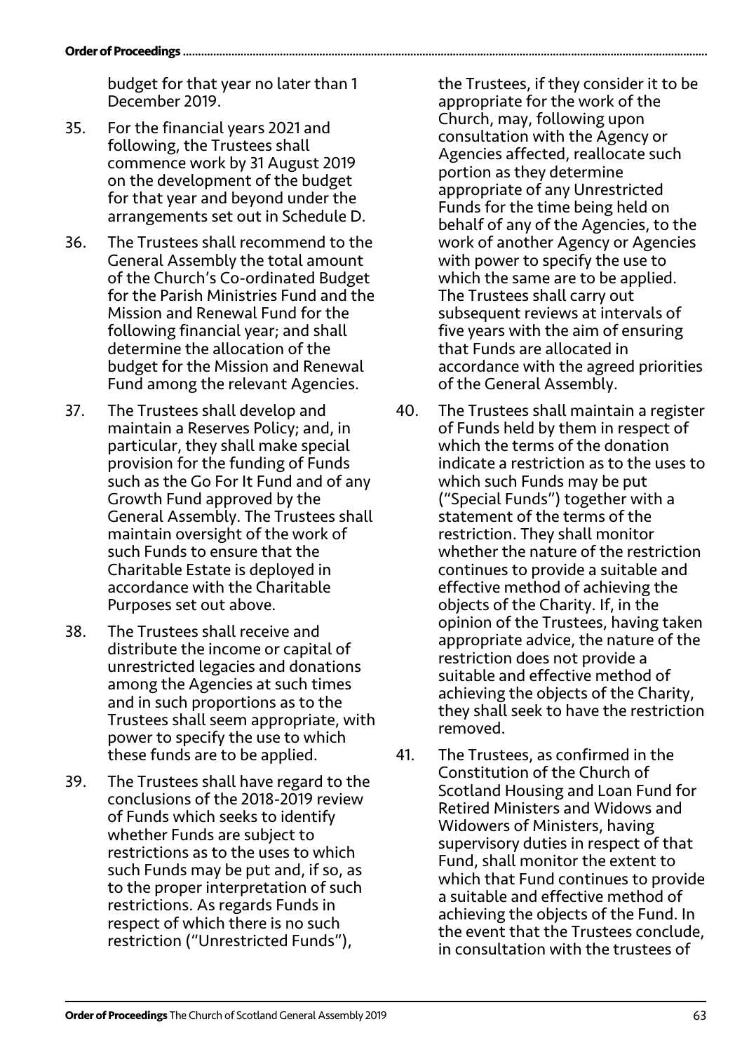budget for that year no later than 1 December 2019.

35. For the financial years 2021 and following, the Trustees shall commence work by 31 August 2019 on the development of the budget for that year and beyond under the arrangements set out in Schedule D.

36. The Trustees shall recommend to the General Assembly the total amount of the Church's Co-ordinated Budget for the Parish Ministries Fund and the Mission and Renewal Fund for the following financial year; and shall determine the allocation of the budget for the Mission and Renewal Fund among the relevant Agencies.

37. The Trustees shall develop and maintain a Reserves Policy; and, in particular, they shall make special provision for the funding of Funds such as the Go For It Fund and of any Growth Fund approved by the General Assembly. The Trustees shall maintain oversight of the work of such Funds to ensure that the Charitable Estate is deployed in accordance with the Charitable Purposes set out above.

38. The Trustees shall receive and distribute the income or capital of unrestricted legacies and donations among the Agencies at such times and in such proportions as to the Trustees shall seem appropriate, with power to specify the use to which these funds are to be applied.

39. The Trustees shall have regard to the conclusions of the 2018-2019 review of Funds which seeks to identify whether Funds are subject to restrictions as to the uses to which such Funds may be put and, if so, as to the proper interpretation of such restrictions. As regards Funds in respect of which there is no such restriction ("Unrestricted Funds"), the Trustees, if they consider it to be appropriate for the work of the Church, may, following upon consultation with the Agency or Agencies affected, reallocate such portion as they determine appropriate of any Unrestricted Funds for the time being held on behalf of any of the Agencies, to the work of another Agency or Agencies with power to specify the use to which the same are to be applied. The Trustees shall carry out subsequent reviews at intervals of five years with the aim of ensuring that Funds are allocated in accordance with the agreed priorities of the General Assembly.

40. The Trustees shall maintain a register of Funds held by them in respect of which the terms of the donation indicate a restriction as to the uses to which such Funds may be put ("Special Funds") together with a statement of the terms of the restriction. They shall monitor whether the nature of the restriction continues to provide a suitable and effective method of achieving the objects of the Charity. If, in the opinion of the Trustees, having taken appropriate advice, the nature of the restriction does not provide a suitable and effective method of achieving the objects of the Charity, they shall seek to have the restriction removed.

41. The Trustees, as confirmed in the Constitution of the Church of Scotland Housing and Loan Fund for Retired Ministers and Widows and Widowers of Ministers, having supervisory duties in respect of that Fund, shall monitor the extent to which that Fund continues to provide a suitable and effective method of achieving the objects of the Fund. In the event that the Trustees conclude, in consultation with the trustees of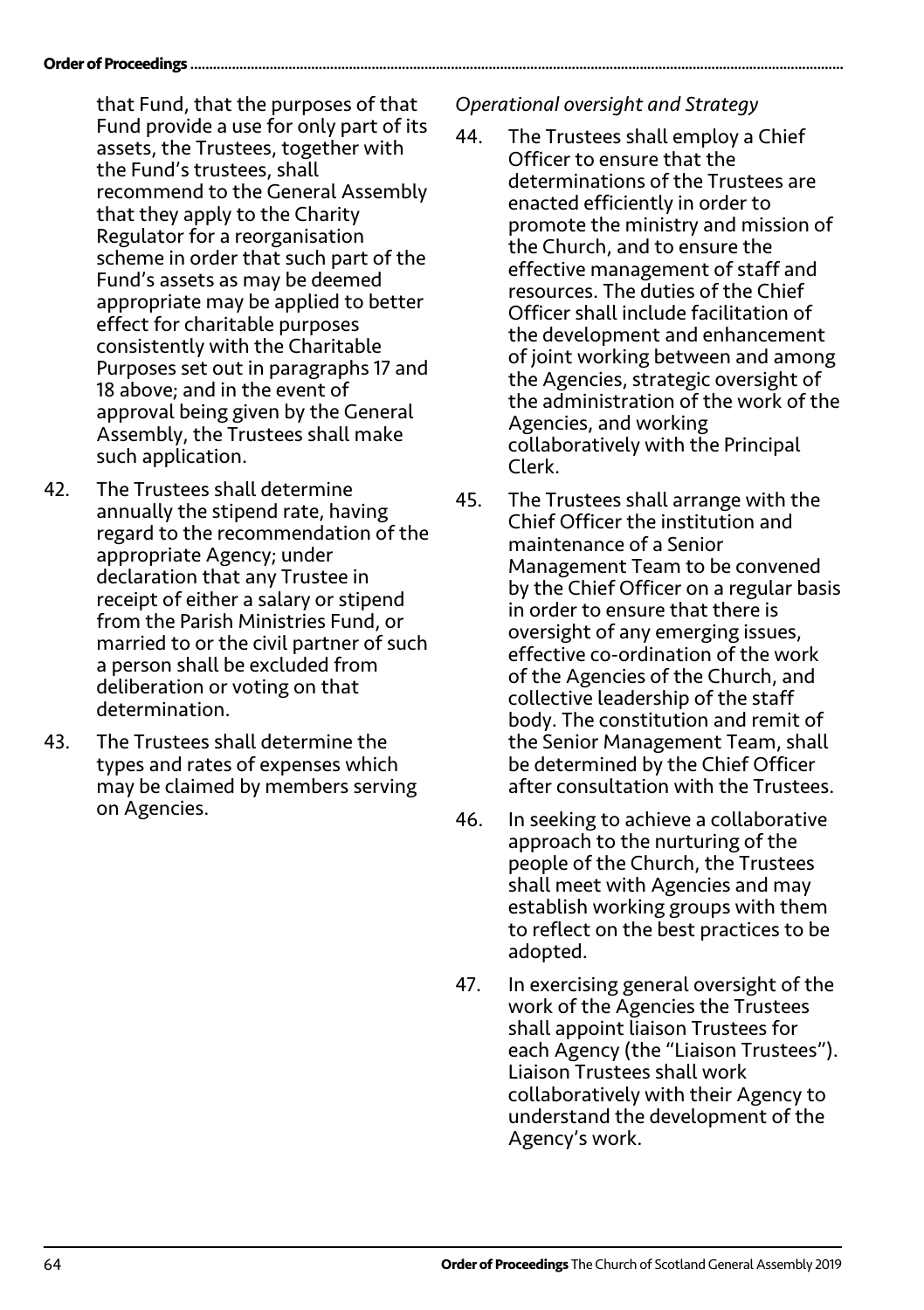that Fund, that the purposes of that Fund provide a use for only part of its assets, the Trustees, together with the Fund's trustees, shall recommend to the General Assembly that they apply to the Charity Regulator for a reorganisation scheme in order that such part of the Fund's assets as may be deemed appropriate may be applied to better effect for charitable purposes consistently with the Charitable Purposes set out in paragraphs 17 and 18 above; and in the event of approval being given by the General Assembly, the Trustees shall make such application.

42. The Trustees shall determine annually the stipend rate, having regard to the recommendation of the appropriate Agency; under declaration that any Trustee in receipt of either a salary or stipend from the Parish Ministries Fund, or married to or the civil partner of such a person shall be excluded from deliberation or voting on that determination.

43. The Trustees shall determine the types and rates of expenses which may be claimed by members serving on Agencies.

*Operational oversight and Strategy*

44. The Trustees shall employ a Chief Officer to ensure that the determinations of the Trustees are enacted efficiently in order to promote the ministry and mission of the Church, and to ensure the effective management of staff and resources. The duties of the Chief Officer shall include facilitation of the development and enhancement of joint working between and among the Agencies, strategic oversight of the administration of the work of the Agencies, and working collaboratively with the Principal Clerk.

45. The Trustees shall arrange with the Chief Officer the institution and maintenance of a Senior Management Team to be convened by the Chief Officer on a regular basis in order to ensure that there is oversight of any emerging issues, effective co-ordination of the work of the Agencies of the Church, and collective leadership of the staff body. The constitution and remit of the Senior Management Team, shall be determined by the Chief Officer after consultation with the Trustees.

46. In seeking to achieve a collaborative approach to the nurturing of the people of the Church, the Trustees shall meet with Agencies and may establish working groups with them to reflect on the best practices to be adopted.

47. In exercising general oversight of the work of the Agencies the Trustees shall appoint liaison Trustees for each Agency (the "Liaison Trustees"). Liaison Trustees shall work collaboratively with their Agency to understand the development of the Agency's work.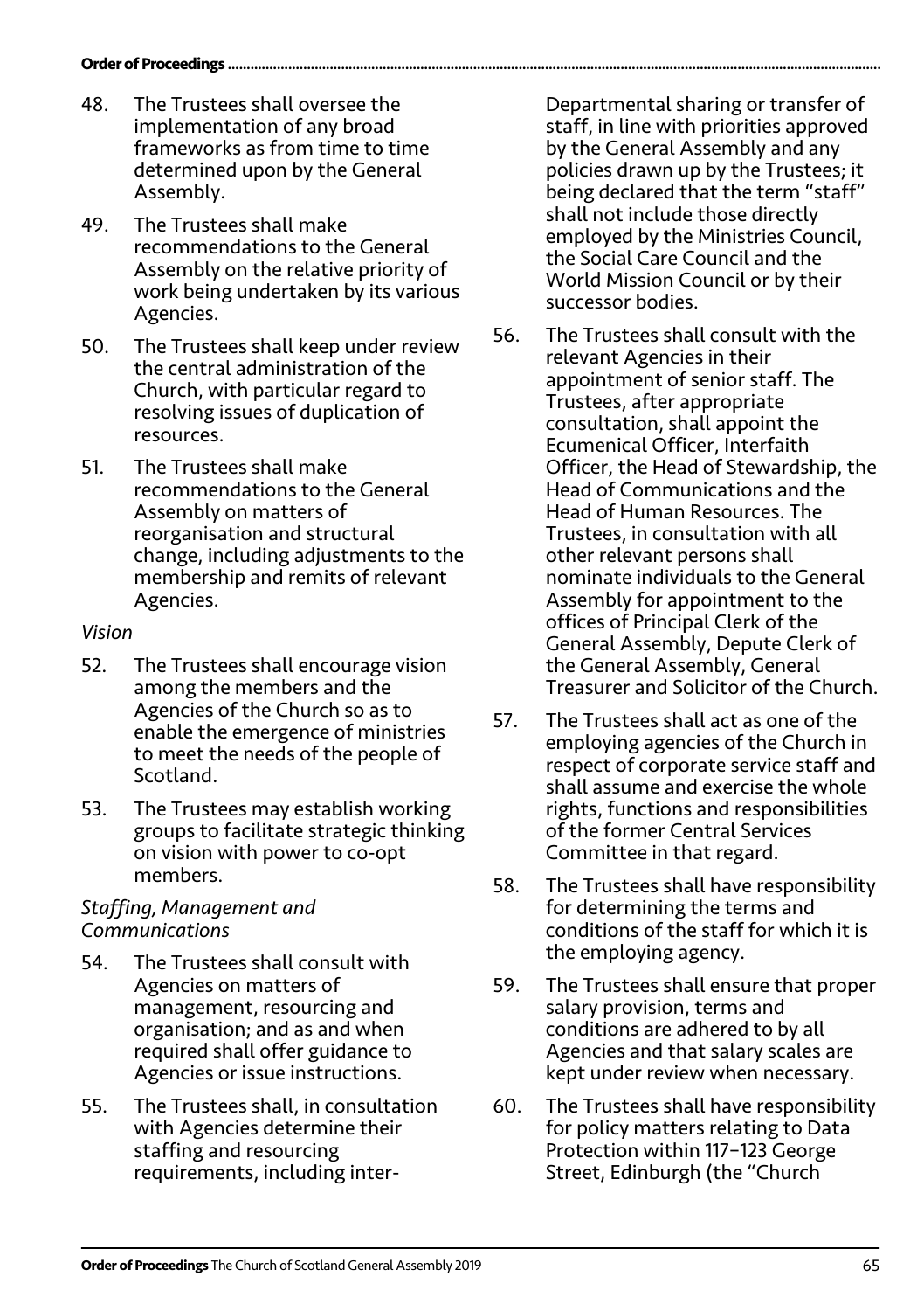48. The Trustees shall oversee the implementation of any broad frameworks as from time to time determined upon by the General Assembly.

49. The Trustees shall make recommendations to the General Assembly on the relative priority of work being undertaken by its various Agencies.

50. The Trustees shall keep under review the central administration of the Church, with particular regard to resolving issues of duplication of resources.

51. The Trustees shall make recommendations to the General Assembly on matters of reorganisation and structural change, including adjustments to the membership and remits of relevant Agencies.

*Vision*

52. The Trustees shall encourage vision among the members and the Agencies of the Church so as to enable the emergence of ministries to meet the needs of the people of Scotland.

53. The Trustees may establish working groups to facilitate strategic thinking on vision with power to co-opt members.

*Staffing, Management and Communications*

54. The Trustees shall consult with Agencies on matters of management, resourcing and organisation; and as and when required shall offer guidance to Agencies or issue instructions.

55. The Trustees shall, in consultation with Agencies determine their staffing and resourcing requirements, including inter-Departmental sharing or transfer of staff, in line with priorities approved by the General Assembly and any policies drawn up by the Trustees; it being declared that the term "staff" shall not include those directly employed by the Ministries Council, the Social Care Council and the World Mission Council or by their successor bodies.

56. The Trustees shall consult with the relevant Agencies in their appointment of senior staff. The Trustees, after appropriate consultation, shall appoint the Ecumenical Officer, Interfaith Officer, the Head of Stewardship, the Head of Communications and the Head of Human Resources. The Trustees, in consultation with all other relevant persons shall nominate individuals to the General Assembly for appointment to the offices of Principal Clerk of the General Assembly, Depute Clerk of the General Assembly, General Treasurer and Solicitor of the Church.

57. The Trustees shall act as one of the employing agencies of the Church in respect of corporate service staff and shall assume and exercise the whole rights, functions and responsibilities of the former Central Services Committee in that regard.

58. The Trustees shall have responsibility for determining the terms and conditions of the staff for which it is the employing agency.

59. The Trustees shall ensure that proper salary provision, terms and conditions are adhered to by all Agencies and that salary scales are kept under review when necessary.

60. The Trustees shall have responsibility for policy matters relating to Data Protection within 117–123 George Street, Edinburgh (the "Church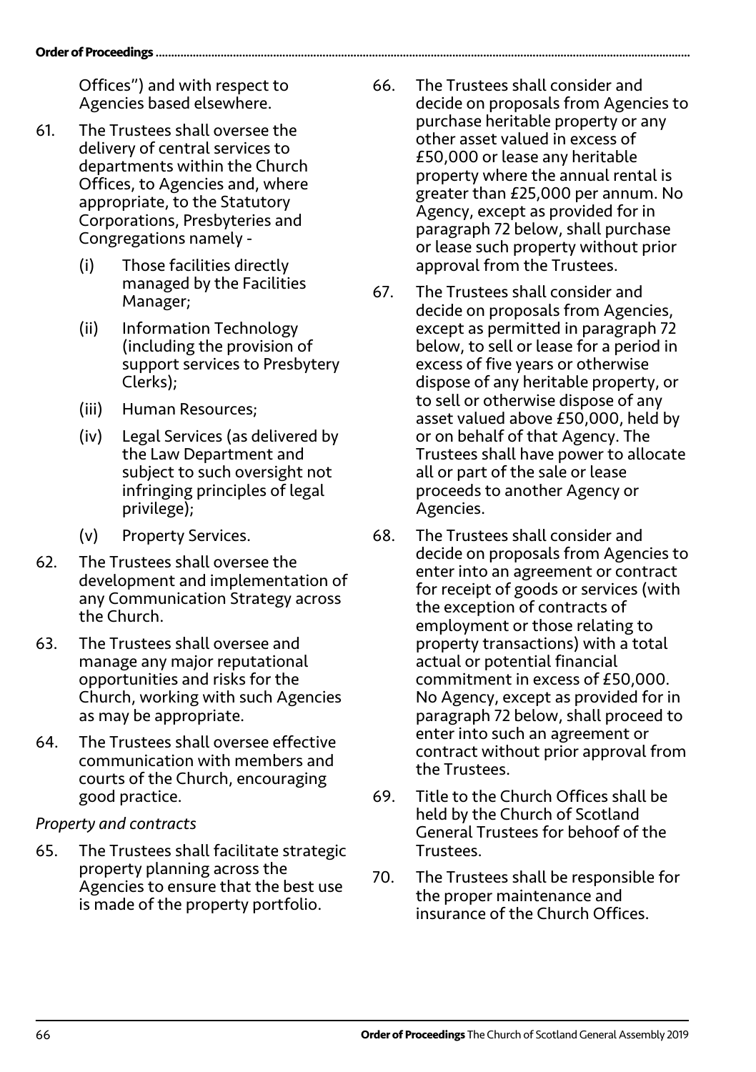Offices") and with respect to Agencies based elsewhere.

61. The Trustees shall oversee the delivery of central services to departments within the Church Offices, to Agencies and, where appropriate, to the Statutory Corporations, Presbyteries and Congregations namely -

    (i) Those facilities directly managed by the Facilities Manager;

    (ii) Information Technology (including the provision of support services to Presbytery Clerks);

    (iii) Human Resources;

    (iv) Legal Services (as delivered by the Law Department and subject to such oversight not infringing principles of legal privilege);

    (v) Property Services.

62. The Trustees shall oversee the development and implementation of any Communication Strategy across the Church.

63. The Trustees shall oversee and manage any major reputational opportunities and risks for the Church, working with such Agencies as may be appropriate.

64. The Trustees shall oversee effective communication with members and courts of the Church, encouraging good practice.

*Property and contracts*

65. The Trustees shall facilitate strategic property planning across the Agencies to ensure that the best use is made of the property portfolio.

66. The Trustees shall consider and decide on proposals from Agencies to purchase heritable property or any other asset valued in excess of £50,000 or lease any heritable property where the annual rental is greater than £25,000 per annum. No Agency, except as provided for in paragraph 72 below, shall purchase or lease such property without prior approval from the Trustees.

67. The Trustees shall consider and decide on proposals from Agencies, except as permitted in paragraph 72 below, to sell or lease for a period in excess of five years or otherwise dispose of any heritable property, or to sell or otherwise dispose of any asset valued above £50,000, held by or on behalf of that Agency. The Trustees shall have power to allocate all or part of the sale or lease proceeds to another Agency or Agencies.

68. The Trustees shall consider and decide on proposals from Agencies to enter into an agreement or contract for receipt of goods or services (with the exception of contracts of employment or those relating to property transactions) with a total actual or potential financial commitment in excess of £50,000. No Agency, except as provided for in paragraph 72 below, shall proceed to enter into such an agreement or contract without prior approval from the Trustees.

69. Title to the Church Offices shall be held by the Church of Scotland General Trustees for behoof of the Trustees.

70. The Trustees shall be responsible for the proper maintenance and insurance of the Church Offices.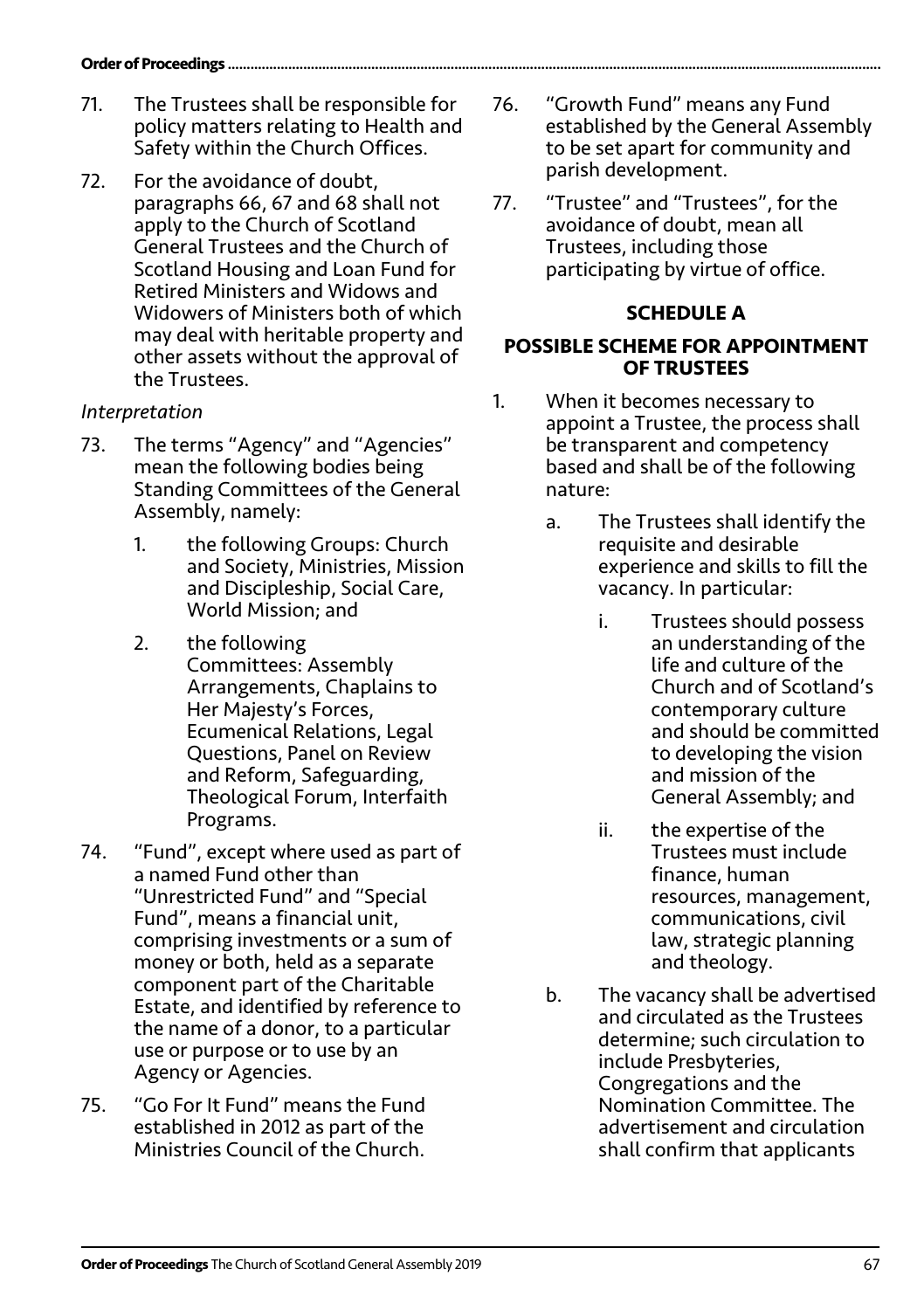71. The Trustees shall be responsible for policy matters relating to Health and Safety within the Church Offices.

72. For the avoidance of doubt, paragraphs 66, 67 and 68 shall not apply to the Church of Scotland General Trustees and the Church of Scotland Housing and Loan Fund for Retired Ministers and Widows and Widowers of Ministers both of which may deal with heritable property and other assets without the approval of the Trustees.

*Interpretation*

73. The terms "Agency" and "Agencies" mean the following bodies being Standing Committees of the General Assembly, namely:

    1. the following Groups: Church and Society, Ministries, Mission and Discipleship, Social Care, World Mission; and

    2. the following Committees: Assembly Arrangements, Chaplains to Her Majesty's Forces, Ecumenical Relations, Legal Questions, Panel on Review and Reform, Safeguarding, Theological Forum, Interfaith Programs.

74. "Fund", except where used as part of a named Fund other than "Unrestricted Fund" and "Special Fund", means a financial unit, comprising investments or a sum of money or both, held as a separate component part of the Charitable Estate, and identified by reference to the name of a donor, to a particular use or purpose or to use by an Agency or Agencies.

75. "Go For It Fund" means the Fund established in 2012 as part of the Ministries Council of the Church.

76. "Growth Fund" means any Fund established by the General Assembly to be set apart for community and parish development.

77. "Trustee" and "Trustees", for the avoidance of doubt, mean all Trustees, including those participating by virtue of office.

## SCHEDULE A

## POSSIBLE SCHEME FOR APPOINTMENT OF TRUSTEES

1. When it becomes necessary to appoint a Trustee, the process shall be transparent and competency based and shall be of the following nature:

    a. The Trustees shall identify the requisite and desirable experience and skills to fill the vacancy. In particular:

        i. Trustees should possess an understanding of the life and culture of the Church and of Scotland's contemporary culture and should be committed to developing the vision and mission of the General Assembly; and

        ii. the expertise of the Trustees must include finance, human resources, management, communications, civil law, strategic planning and theology.

    b. The vacancy shall be advertised and circulated as the Trustees determine; such circulation to include Presbyteries, Congregations and the Nomination Committee. The advertisement and circulation shall confirm that applicants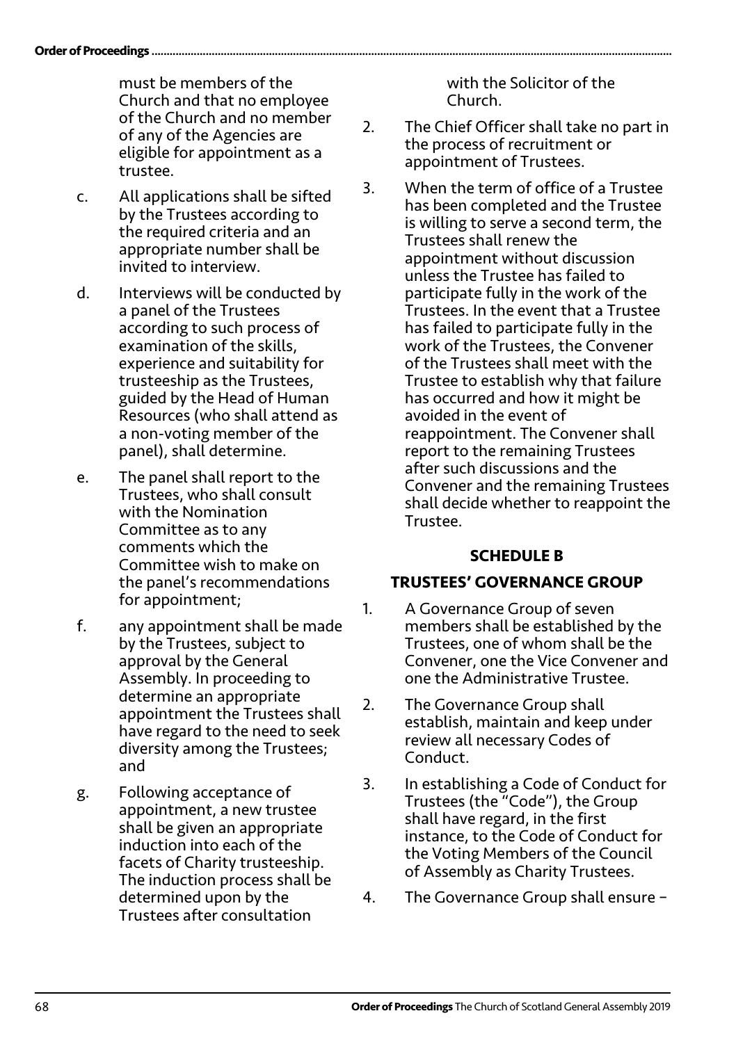must be members of the Church and that no employee of the Church and no member of any of the Agencies are eligible for appointment as a trustee.

c. All applications shall be sifted by the Trustees according to the required criteria and an appropriate number shall be invited to interview.

d. Interviews will be conducted by a panel of the Trustees according to such process of examination of the skills, experience and suitability for trusteeship as the Trustees, guided by the Head of Human Resources (who shall attend as a non-voting member of the panel), shall determine.

e. The panel shall report to the Trustees, who shall consult with the Nomination Committee as to any comments which the Committee wish to make on the panel's recommendations for appointment;

f. any appointment shall be made by the Trustees, subject to approval by the General Assembly. In proceeding to determine an appropriate appointment the Trustees shall have regard to the need to seek diversity among the Trustees; and

g. Following acceptance of appointment, a new trustee shall be given an appropriate induction into each of the facets of Charity trusteeship. The induction process shall be determined upon by the Trustees after consultation with the Solicitor of the Church.

2. The Chief Officer shall take no part in the process of recruitment or appointment of Trustees.

3. When the term of office of a Trustee has been completed and the Trustee is willing to serve a second term, the Trustees shall renew the appointment without discussion unless the Trustee has failed to participate fully in the work of the Trustees. In the event that a Trustee has failed to participate fully in the work of the Trustees, the Convener of the Trustees shall meet with the Trustee to establish why that failure has occurred and how it might be avoided in the event of reappointment. The Convener shall report to the remaining Trustees after such discussions and the Convener and the remaining Trustees shall decide whether to reappoint the Trustee.

## SCHEDULE B

## TRUSTEES' GOVERNANCE GROUP

1. A Governance Group of seven members shall be established by the Trustees, one of whom shall be the Convener, one the Vice Convener and one the Administrative Trustee.

2. The Governance Group shall establish, maintain and keep under review all necessary Codes of Conduct.

3. In establishing a Code of Conduct for Trustees (the "Code"), the Group shall have regard, in the first instance, to the Code of Conduct for the Voting Members of the Council of Assembly as Charity Trustees.

4. The Governance Group shall ensure –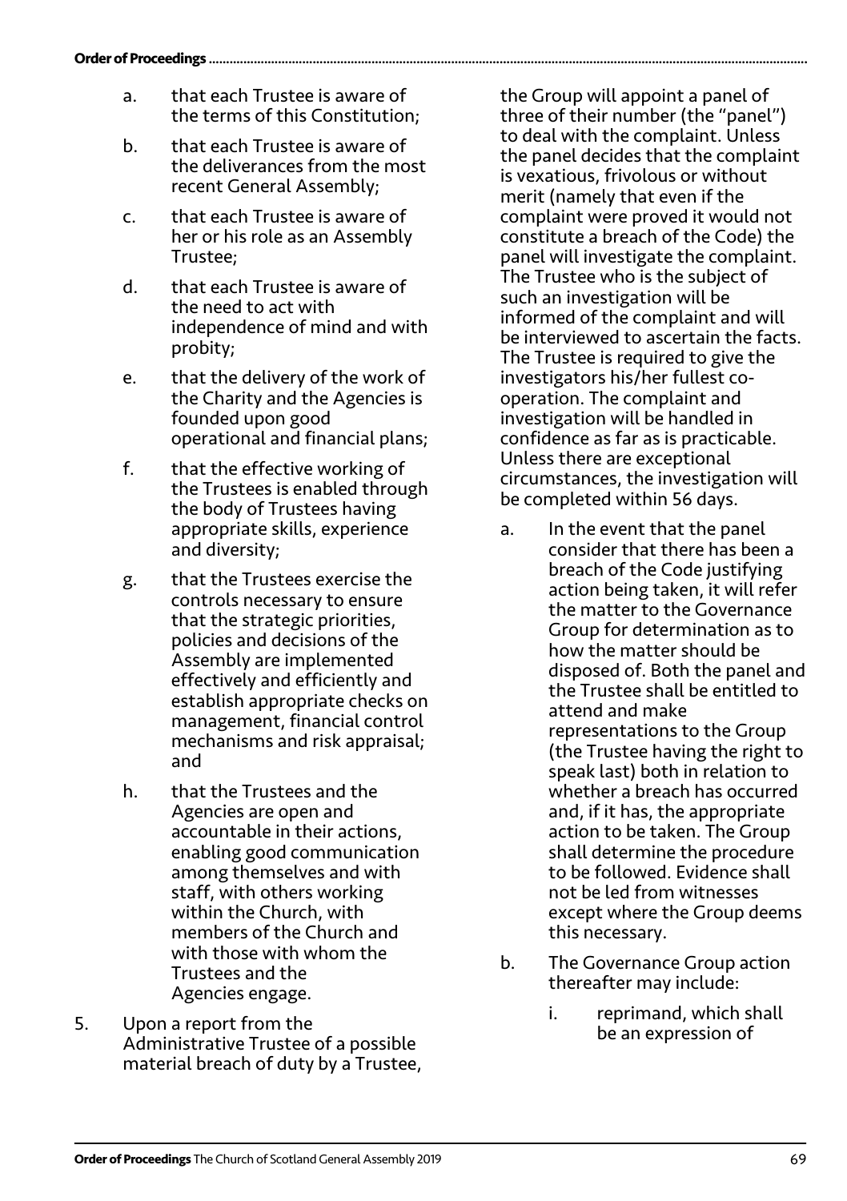a. that each Trustee is aware of the terms of this Constitution;

b. that each Trustee is aware of the deliverances from the most recent General Assembly;

c. that each Trustee is aware of her or his role as an Assembly Trustee;

d. that each Trustee is aware of the need to act with independence of mind and with probity;

e. that the delivery of the work of the Charity and the Agencies is founded upon good operational and financial plans;

f. that the effective working of the Trustees is enabled through the body of Trustees having appropriate skills, experience and diversity;

g. that the Trustees exercise the controls necessary to ensure that the strategic priorities, policies and decisions of the Assembly are implemented effectively and efficiently and establish appropriate checks on management, financial control mechanisms and risk appraisal; and

h. that the Trustees and the Agencies are open and accountable in their actions, enabling good communication among themselves and with staff, with others working within the Church, with members of the Church and with those with whom the Trustees and the Agencies engage.

5. Upon a report from the Administrative Trustee of a possible material breach of duty by a Trustee, the Group will appoint a panel of three of their number (the "panel") to deal with the complaint. Unless the panel decides that the complaint is vexatious, frivolous or without merit (namely that even if the complaint were proved it would not constitute a breach of the Code) the panel will investigate the complaint. The Trustee who is the subject of such an investigation will be informed of the complaint and will be interviewed to ascertain the facts. The Trustee is required to give the investigators his/her fullest co-operation. The complaint and investigation will be handled in confidence as far as is practicable. Unless there are exceptional circumstances, the investigation will be completed within 56 days.

   a. In the event that the panel consider that there has been a breach of the Code justifying action being taken, it will refer the matter to the Governance Group for determination as to how the matter should be disposed of. Both the panel and the Trustee shall be entitled to attend and make representations to the Group (the Trustee having the right to speak last) both in relation to whether a breach has occurred and, if it has, the appropriate action to be taken. The Group shall determine the procedure to be followed. Evidence shall not be led from witnesses except where the Group deems this necessary.

   b. The Governance Group action thereafter may include:

      i. reprimand, which shall be an expression of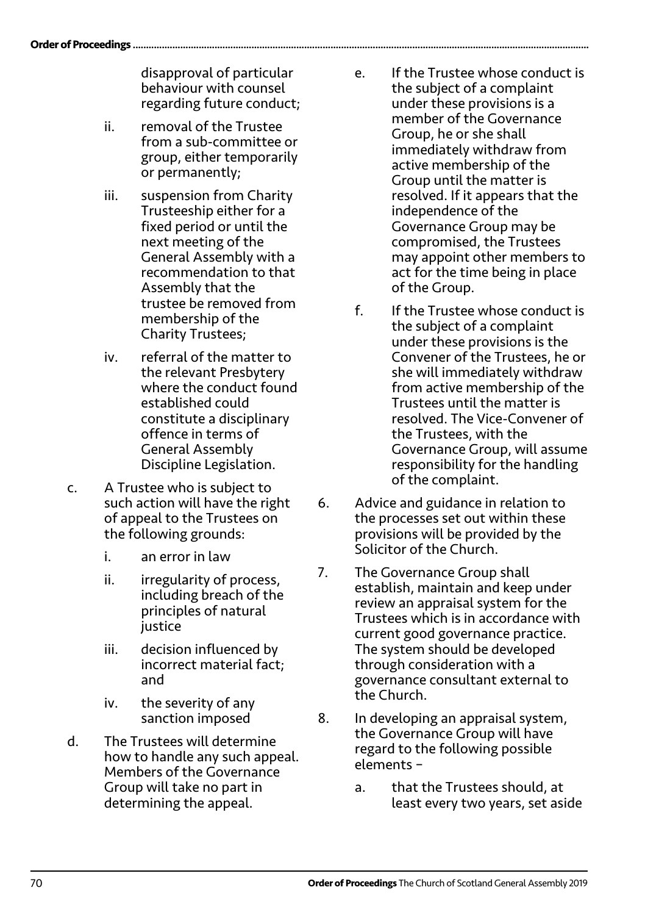disapproval of particular behaviour with counsel regarding future conduct;

  ii. removal of the Trustee from a sub-committee or group, either temporarily or permanently;

  iii. suspension from Charity Trusteeship either for a fixed period or until the next meeting of the General Assembly with a recommendation to that Assembly that the trustee be removed from membership of the Charity Trustees;

  iv. referral of the matter to the relevant Presbytery where the conduct found established could constitute a disciplinary offence in terms of General Assembly Discipline Legislation.

c. A Trustee who is subject to such action will have the right of appeal to the Trustees on the following grounds:

  i. an error in law

  ii. irregularity of process, including breach of the principles of natural justice

  iii. decision influenced by incorrect material fact; and

  iv. the severity of any sanction imposed

d. The Trustees will determine how to handle any such appeal. Members of the Governance Group will take no part in determining the appeal.

e. If the Trustee whose conduct is the subject of a complaint under these provisions is a member of the Governance Group, he or she shall immediately withdraw from active membership of the Group until the matter is resolved. If it appears that the independence of the Governance Group may be compromised, the Trustees may appoint other members to act for the time being in place of the Group.

f. If the Trustee whose conduct is the subject of a complaint under these provisions is the Convener of the Trustees, he or she will immediately withdraw from active membership of the Trustees until the matter is resolved. The Vice-Convener of the Trustees, with the Governance Group, will assume responsibility for the handling of the complaint.

6. Advice and guidance in relation to the processes set out within these provisions will be provided by the Solicitor of the Church.

7. The Governance Group shall establish, maintain and keep under review an appraisal system for the Trustees which is in accordance with current good governance practice. The system should be developed through consideration with a governance consultant external to the Church.

8. In developing an appraisal system, the Governance Group will have regard to the following possible elements –

  a. that the Trustees should, at least every two years, set aside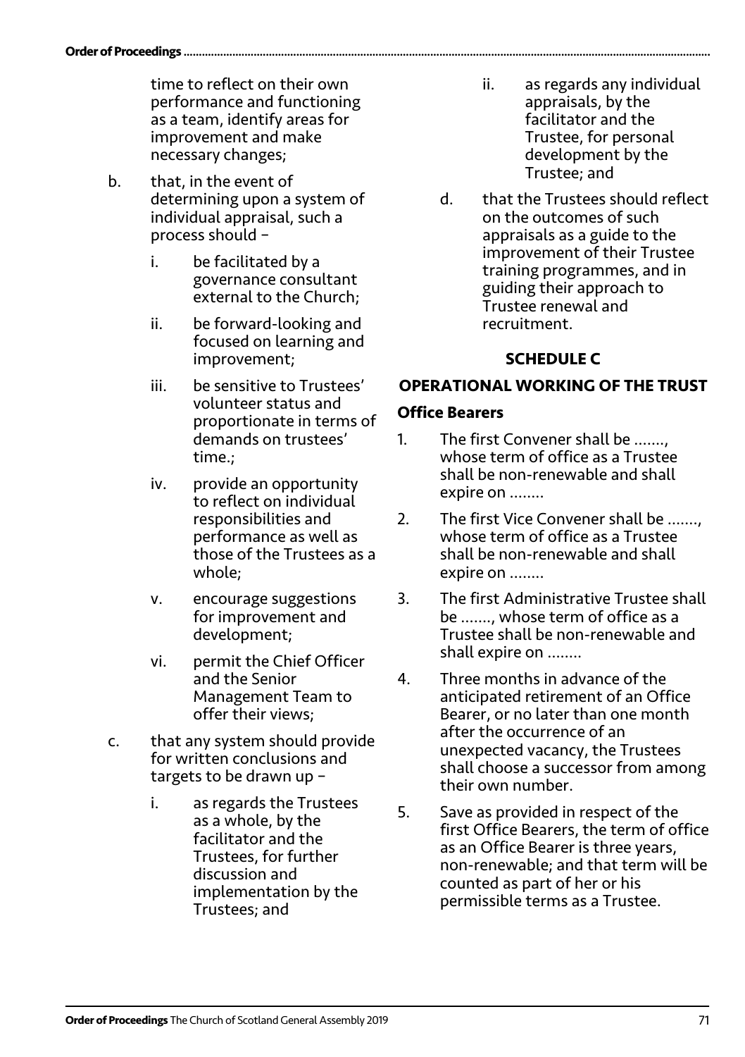time to reflect on their own performance and functioning as a team, identify areas for improvement and make necessary changes;

b. that, in the event of determining upon a system of individual appraisal, such a process should –

   i. be facilitated by a governance consultant external to the Church;

   ii. be forward-looking and focused on learning and improvement;

   iii. be sensitive to Trustees' volunteer status and proportionate in terms of demands on trustees' time.;

   iv. provide an opportunity to reflect on individual responsibilities and performance as well as those of the Trustees as a whole;

   v. encourage suggestions for improvement and development;

   vi. permit the Chief Officer and the Senior Management Team to offer their views;

c. that any system should provide for written conclusions and targets to be drawn up –

   i. as regards the Trustees as a whole, by the facilitator and the Trustees, for further discussion and implementation by the Trustees; and

   ii. as regards any individual appraisals, by the facilitator and the Trustee, for personal development by the Trustee; and

d. that the Trustees should reflect on the outcomes of such appraisals as a guide to the improvement of their Trustee training programmes, and in guiding their approach to Trustee renewal and recruitment.

## SCHEDULE C

## OPERATIONAL WORKING OF THE TRUST

### Office Bearers

1. The first Convener shall be ......., whose term of office as a Trustee shall be non-renewable and shall expire on ........

2. The first Vice Convener shall be ......., whose term of office as a Trustee shall be non-renewable and shall expire on ........

3. The first Administrative Trustee shall be ......., whose term of office as a Trustee shall be non-renewable and shall expire on ........

4. Three months in advance of the anticipated retirement of an Office Bearer, or no later than one month after the occurrence of an unexpected vacancy, the Trustees shall choose a successor from among their own number.

5. Save as provided in respect of the first Office Bearers, the term of office as an Office Bearer is three years, non-renewable; and that term will be counted as part of her or his permissible terms as a Trustee.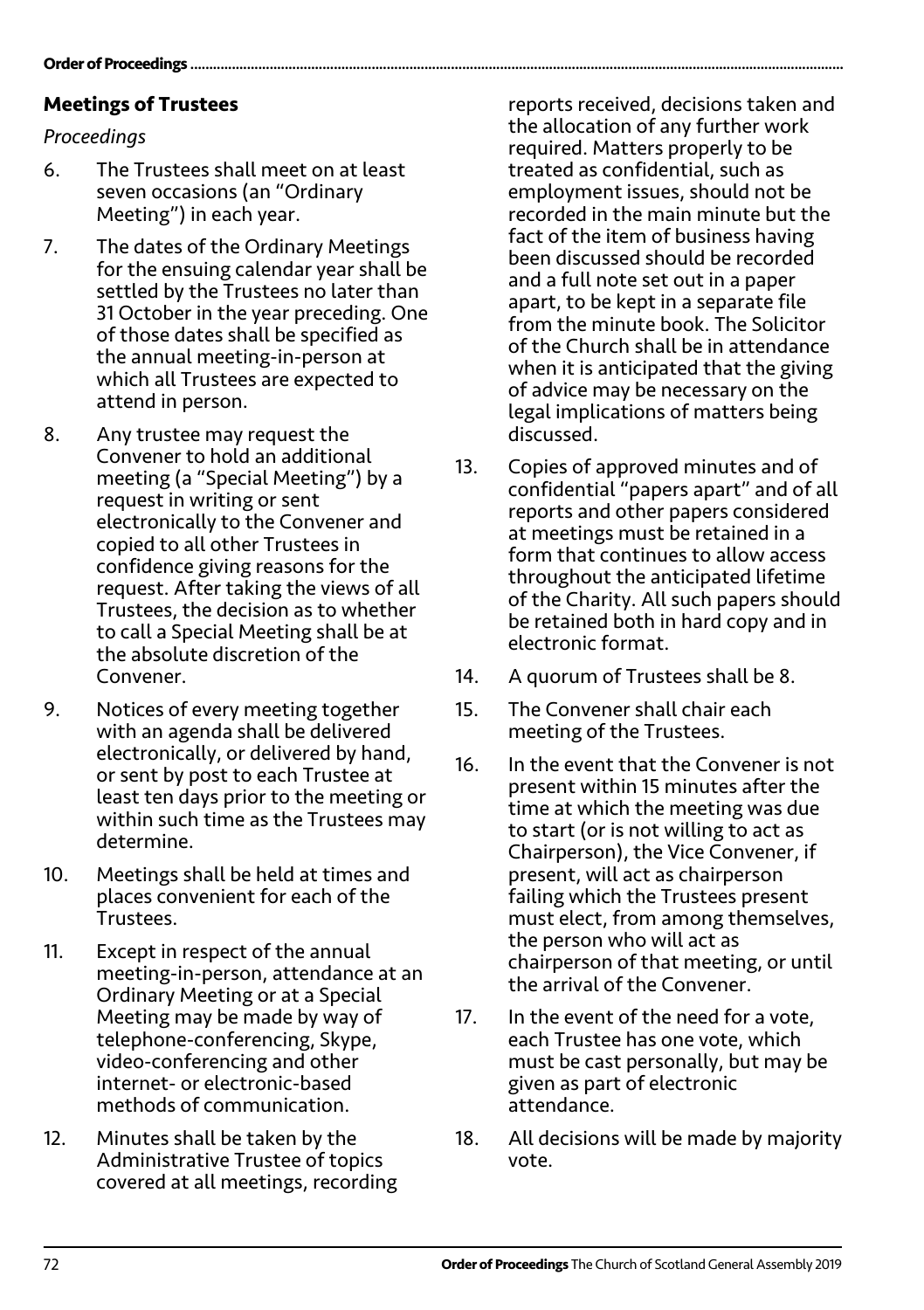## Meetings of Trustees

*Proceedings*

6. The Trustees shall meet on at least seven occasions (an "Ordinary Meeting") in each year.

7. The dates of the Ordinary Meetings for the ensuing calendar year shall be settled by the Trustees no later than 31 October in the year preceding. One of those dates shall be specified as the annual meeting-in-person at which all Trustees are expected to attend in person.

8. Any trustee may request the Convener to hold an additional meeting (a "Special Meeting") by a request in writing or sent electronically to the Convener and copied to all other Trustees in confidence giving reasons for the request. After taking the views of all Trustees, the decision as to whether to call a Special Meeting shall be at the absolute discretion of the Convener.

9. Notices of every meeting together with an agenda shall be delivered electronically, or delivered by hand, or sent by post to each Trustee at least ten days prior to the meeting or within such time as the Trustees may determine.

10. Meetings shall be held at times and places convenient for each of the Trustees.

11. Except in respect of the annual meeting-in-person, attendance at an Ordinary Meeting or at a Special Meeting may be made by way of telephone-conferencing, Skype, video-conferencing and other internet- or electronic-based methods of communication.

12. Minutes shall be taken by the Administrative Trustee of topics covered at all meetings, recording reports received, decisions taken and the allocation of any further work required. Matters properly to be treated as confidential, such as employment issues, should not be recorded in the main minute but the fact of the item of business having been discussed should be recorded and a full note set out in a paper apart, to be kept in a separate file from the minute book. The Solicitor of the Church shall be in attendance when it is anticipated that the giving of advice may be necessary on the legal implications of matters being discussed.

13. Copies of approved minutes and of confidential "papers apart" and of all reports and other papers considered at meetings must be retained in a form that continues to allow access throughout the anticipated lifetime of the Charity. All such papers should be retained both in hard copy and in electronic format.

14. A quorum of Trustees shall be 8.

15. The Convener shall chair each meeting of the Trustees.

16. In the event that the Convener is not present within 15 minutes after the time at which the meeting was due to start (or is not willing to act as Chairperson), the Vice Convener, if present, will act as chairperson failing which the Trustees present must elect, from among themselves, the person who will act as chairperson of that meeting, or until the arrival of the Convener.

17. In the event of the need for a vote, each Trustee has one vote, which must be cast personally, but may be given as part of electronic attendance.

18. All decisions will be made by majority vote.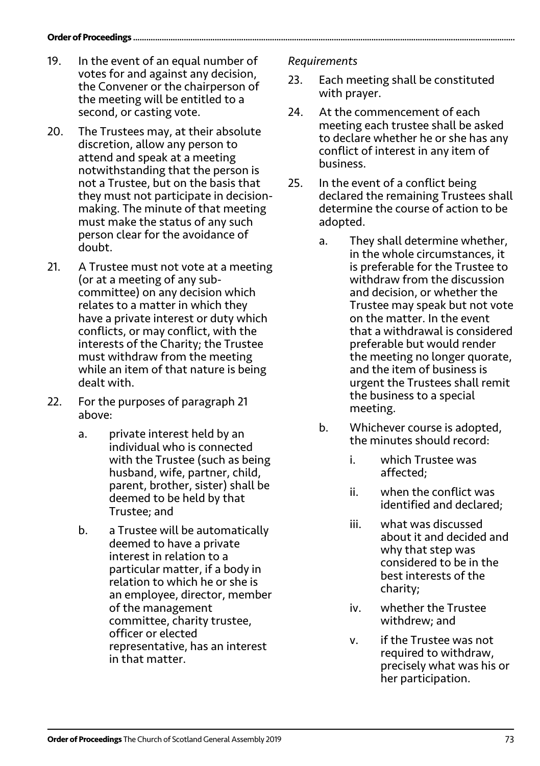19. In the event of an equal number of votes for and against any decision, the Convener or the chairperson of the meeting will be entitled to a second, or casting vote.

20. The Trustees may, at their absolute discretion, allow any person to attend and speak at a meeting notwithstanding that the person is not a Trustee, but on the basis that they must not participate in decision-making. The minute of that meeting must make the status of any such person clear for the avoidance of doubt.

21. A Trustee must not vote at a meeting (or at a meeting of any sub-committee) on any decision which relates to a matter in which they have a private interest or duty which conflicts, or may conflict, with the interests of the Charity; the Trustee must withdraw from the meeting while an item of that nature is being dealt with.

22. For the purposes of paragraph 21 above:

    a. private interest held by an individual who is connected with the Trustee (such as being husband, wife, partner, child, parent, brother, sister) shall be deemed to be held by that Trustee; and

    b. a Trustee will be automatically deemed to have a private interest in relation to a particular matter, if a body in relation to which he or she is an employee, director, member of the management committee, charity trustee, officer or elected representative, has an interest in that matter.

*Requirements*

23. Each meeting shall be constituted with prayer.

24. At the commencement of each meeting each trustee shall be asked to declare whether he or she has any conflict of interest in any item of business.

25. In the event of a conflict being declared the remaining Trustees shall determine the course of action to be adopted.

    a. They shall determine whether, in the whole circumstances, it is preferable for the Trustee to withdraw from the discussion and decision, or whether the Trustee may speak but not vote on the matter. In the event that a withdrawal is considered preferable but would render the meeting no longer quorate, and the item of business is urgent the Trustees shall remit the business to a special meeting.

    b. Whichever course is adopted, the minutes should record:

        i. which Trustee was affected;

        ii. when the conflict was identified and declared;

        iii. what was discussed about it and decided and why that step was considered to be in the best interests of the charity;

        iv. whether the Trustee withdrew; and

        v. if the Trustee was not required to withdraw, precisely what was his or her participation.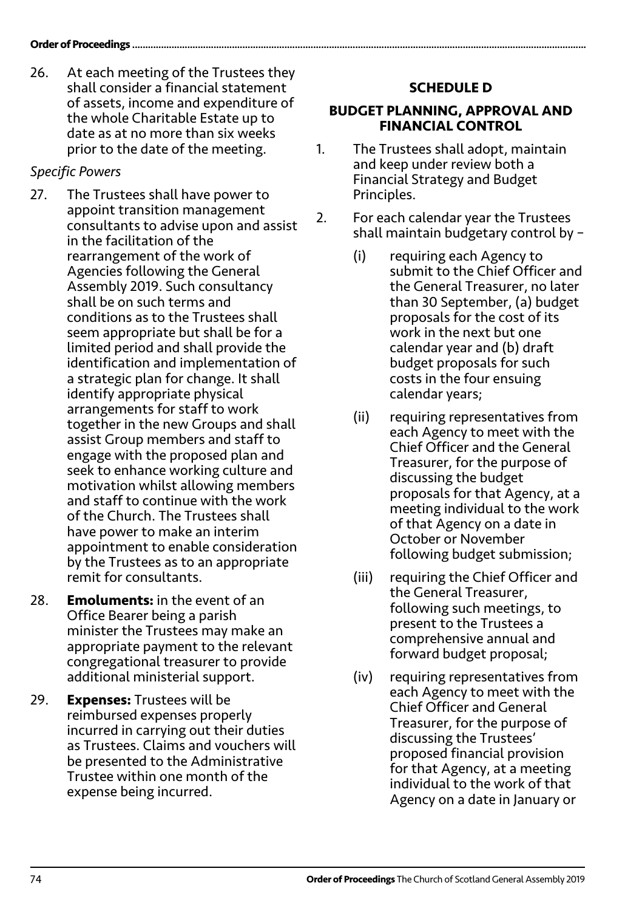26. At each meeting of the Trustees they shall consider a financial statement of assets, income and expenditure of the whole Charitable Estate up to date as at no more than six weeks prior to the date of the meeting.

*Specific Powers*

27. The Trustees shall have power to appoint transition management consultants to advise upon and assist in the facilitation of the rearrangement of the work of Agencies following the General Assembly 2019. Such consultancy shall be on such terms and conditions as to the Trustees shall seem appropriate but shall be for a limited period and shall provide the identification and implementation of a strategic plan for change. It shall identify appropriate physical arrangements for staff to work together in the new Groups and shall assist Group members and staff to engage with the proposed plan and seek to enhance working culture and motivation whilst allowing members and staff to continue with the work of the Church. The Trustees shall have power to make an interim appointment to enable consideration by the Trustees as to an appropriate remit for consultants.

28. **Emoluments:** in the event of an Office Bearer being a parish minister the Trustees may make an appropriate payment to the relevant congregational treasurer to provide additional ministerial support.

29. **Expenses:** Trustees will be reimbursed expenses properly incurred in carrying out their duties as Trustees. Claims and vouchers will be presented to the Administrative Trustee within one month of the expense being incurred.

## SCHEDULE D

### BUDGET PLANNING, APPROVAL AND FINANCIAL CONTROL

1. The Trustees shall adopt, maintain and keep under review both a Financial Strategy and Budget Principles.

2. For each calendar year the Trustees shall maintain budgetary control by –

   (i) requiring each Agency to submit to the Chief Officer and the General Treasurer, no later than 30 September, (a) budget proposals for the cost of its work in the next but one calendar year and (b) draft budget proposals for such costs in the four ensuing calendar years;

   (ii) requiring representatives from each Agency to meet with the Chief Officer and the General Treasurer, for the purpose of discussing the budget proposals for that Agency, at a meeting individual to the work of that Agency on a date in October or November following budget submission;

   (iii) requiring the Chief Officer and the General Treasurer, following such meetings, to present to the Trustees a comprehensive annual and forward budget proposal;

   (iv) requiring representatives from each Agency to meet with the Chief Officer and General Treasurer, for the purpose of discussing the Trustees' proposed financial provision for that Agency, at a meeting individual to the work of that Agency on a date in January or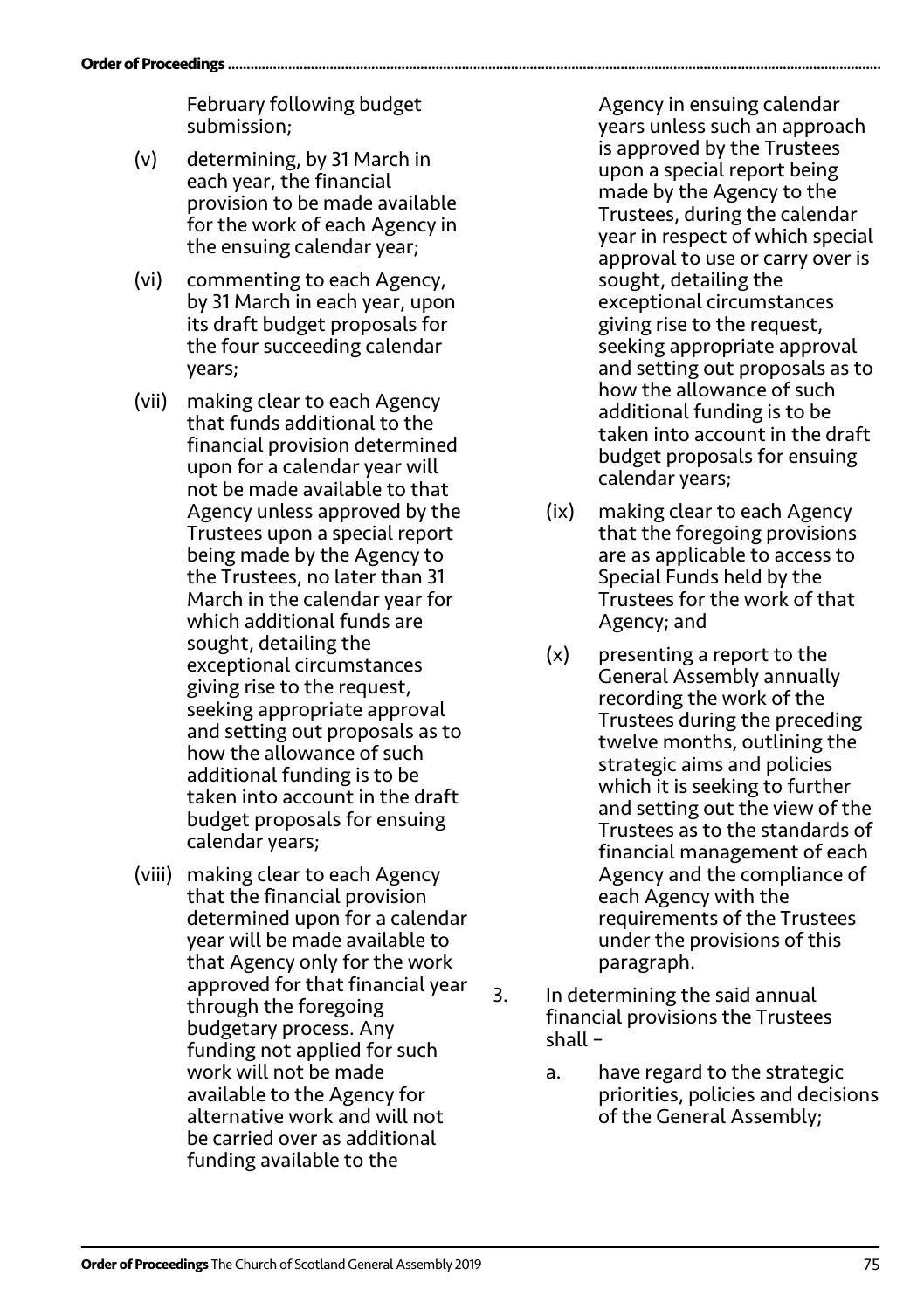February following budget submission;

(v) determining, by 31 March in each year, the financial provision to be made available for the work of each Agency in the ensuing calendar year;

(vi) commenting to each Agency, by 31 March in each year, upon its draft budget proposals for the four succeeding calendar years;

(vii) making clear to each Agency that funds additional to the financial provision determined upon for a calendar year will not be made available to that Agency unless approved by the Trustees upon a special report being made by the Agency to the Trustees, no later than 31 March in the calendar year for which additional funds are sought, detailing the exceptional circumstances giving rise to the request, seeking appropriate approval and setting out proposals as to how the allowance of such additional funding is to be taken into account in the draft budget proposals for ensuing calendar years;

(viii) making clear to each Agency that the financial provision determined upon for a calendar year will be made available to that Agency only for the work approved for that financial year through the foregoing budgetary process. Any funding not applied for such work will not be made available to the Agency for alternative work and will not be carried over as additional funding available to the Agency in ensuing calendar years unless such an approach is approved by the Trustees upon a special report being made by the Agency to the Trustees, during the calendar year in respect of which special approval to use or carry over is sought, detailing the exceptional circumstances giving rise to the request, seeking appropriate approval and setting out proposals as to how the allowance of such additional funding is to be taken into account in the draft budget proposals for ensuing calendar years;

(ix) making clear to each Agency that the foregoing provisions are as applicable to access to Special Funds held by the Trustees for the work of that Agency; and

(x) presenting a report to the General Assembly annually recording the work of the Trustees during the preceding twelve months, outlining the strategic aims and policies which it is seeking to further and setting out the view of the Trustees as to the standards of financial management of each Agency and the compliance of each Agency with the requirements of the Trustees under the provisions of this paragraph.

3. In determining the said annual financial provisions the Trustees shall –

   a. have regard to the strategic priorities, policies and decisions of the General Assembly;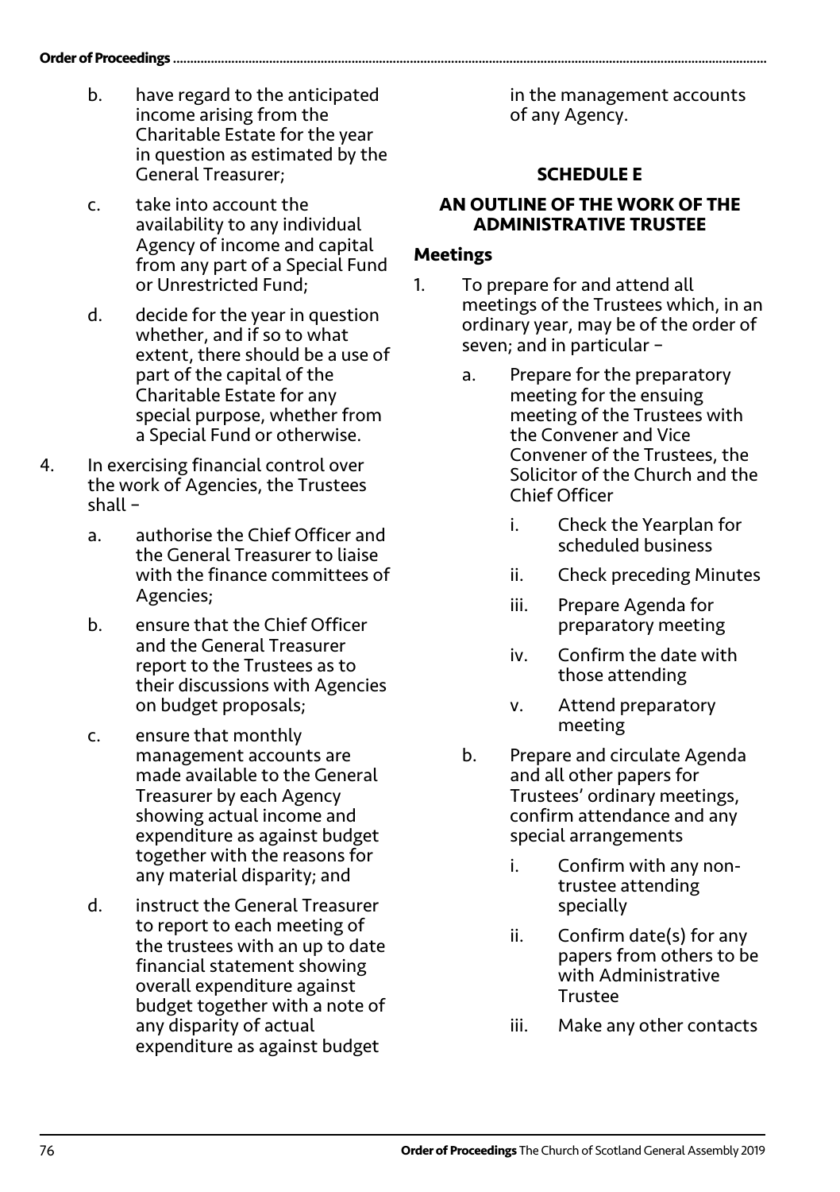b. have regard to the anticipated income arising from the Charitable Estate for the year in question as estimated by the General Treasurer;

c. take into account the availability to any individual Agency of income and capital from any part of a Special Fund or Unrestricted Fund;

d. decide for the year in question whether, and if so to what extent, there should be a use of part of the capital of the Charitable Estate for any special purpose, whether from a Special Fund or otherwise.

4. In exercising financial control over the work of Agencies, the Trustees shall –

   a. authorise the Chief Officer and the General Treasurer to liaise with the finance committees of Agencies;

   b. ensure that the Chief Officer and the General Treasurer report to the Trustees as to their discussions with Agencies on budget proposals;

   c. ensure that monthly management accounts are made available to the General Treasurer by each Agency showing actual income and expenditure as against budget together with the reasons for any material disparity; and

   d. instruct the General Treasurer to report to each meeting of the trustees with an up to date financial statement showing overall expenditure against budget together with a note of any disparity of actual expenditure as against budget in the management accounts of any Agency.

## SCHEDULE E

### AN OUTLINE OF THE WORK OF THE ADMINISTRATIVE TRUSTEE

### Meetings

1. To prepare for and attend all meetings of the Trustees which, in an ordinary year, may be of the order of seven; and in particular –

   a. Prepare for the preparatory meeting for the ensuing meeting of the Trustees with the Convener and Vice Convener of the Trustees, the Solicitor of the Church and the Chief Officer

      i. Check the Yearplan for scheduled business

      ii. Check preceding Minutes

      iii. Prepare Agenda for preparatory meeting

      iv. Confirm the date with those attending

      v. Attend preparatory meeting

   b. Prepare and circulate Agenda and all other papers for Trustees' ordinary meetings, confirm attendance and any special arrangements

      i. Confirm with any non-trustee attending specially

      ii. Confirm date(s) for any papers from others to be with Administrative Trustee

      iii. Make any other contacts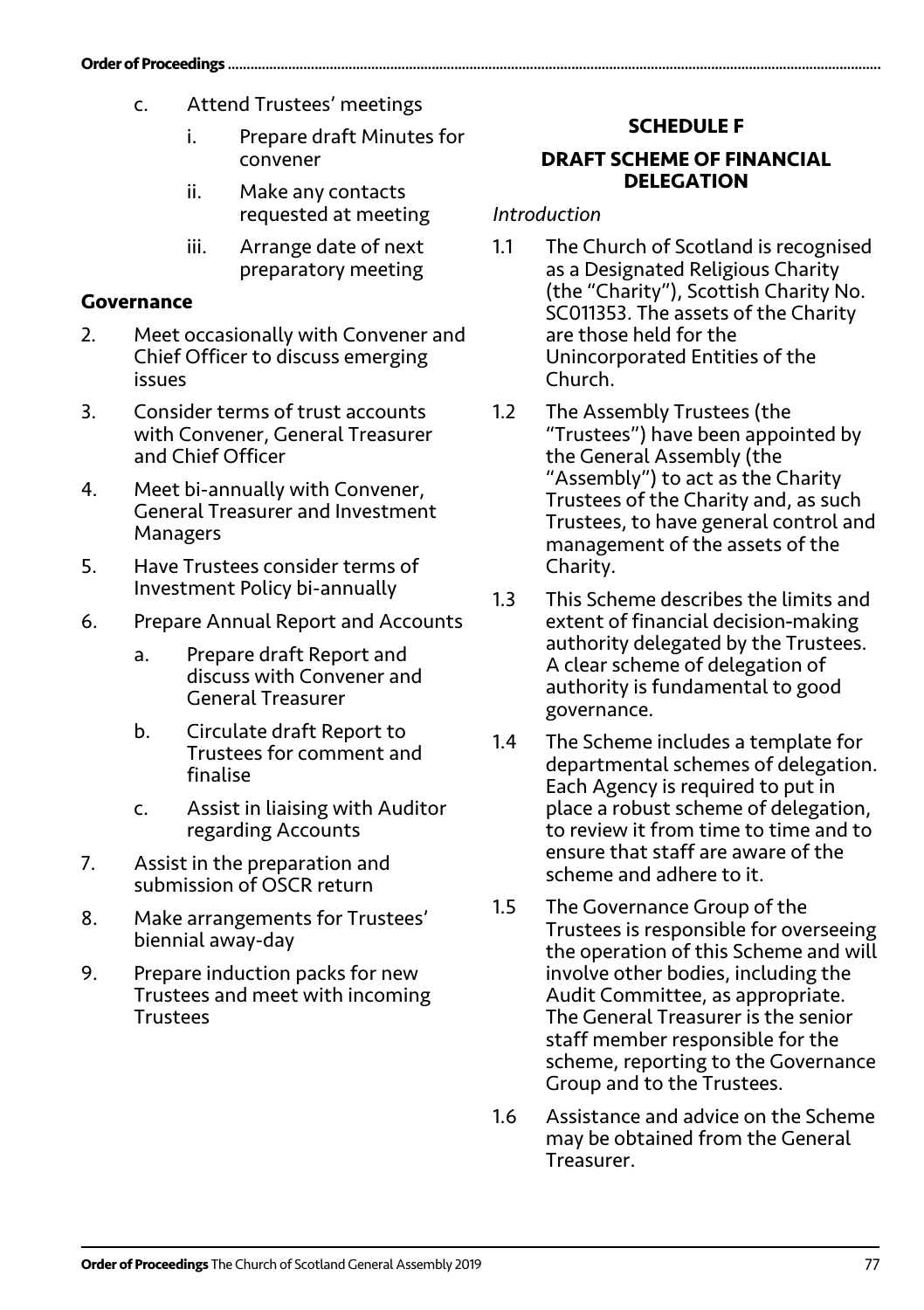c. Attend Trustees' meetings
    i. Prepare draft Minutes for convener
    ii. Make any contacts requested at meeting
    iii. Arrange date of next preparatory meeting

### Governance

2. Meet occasionally with Convener and Chief Officer to discuss emerging issues
3. Consider terms of trust accounts with Convener, General Treasurer and Chief Officer
4. Meet bi-annually with Convener, General Treasurer and Investment Managers
5. Have Trustees consider terms of Investment Policy bi-annually
6. Prepare Annual Report and Accounts
    a. Prepare draft Report and discuss with Convener and General Treasurer
    b. Circulate draft Report to Trustees for comment and finalise
    c. Assist in liaising with Auditor regarding Accounts
7. Assist in the preparation and submission of OSCR return
8. Make arrangements for Trustees' biennial away-day
9. Prepare induction packs for new Trustees and meet with incoming Trustees

## SCHEDULE F

## DRAFT SCHEME OF FINANCIAL DELEGATION

*Introduction*

1.1 The Church of Scotland is recognised as a Designated Religious Charity (the "Charity"), Scottish Charity No. SC011353. The assets of the Charity are those held for the Unincorporated Entities of the Church.

1.2 The Assembly Trustees (the "Trustees") have been appointed by the General Assembly (the "Assembly") to act as the Charity Trustees of the Charity and, as such Trustees, to have general control and management of the assets of the Charity.

1.3 This Scheme describes the limits and extent of financial decision-making authority delegated by the Trustees. A clear scheme of delegation of authority is fundamental to good governance.

1.4 The Scheme includes a template for departmental schemes of delegation. Each Agency is required to put in place a robust scheme of delegation, to review it from time to time and to ensure that staff are aware of the scheme and adhere to it.

1.5 The Governance Group of the Trustees is responsible for overseeing the operation of this Scheme and will involve other bodies, including the Audit Committee, as appropriate. The General Treasurer is the senior staff member responsible for the scheme, reporting to the Governance Group and to the Trustees.

1.6 Assistance and advice on the Scheme may be obtained from the General Treasurer.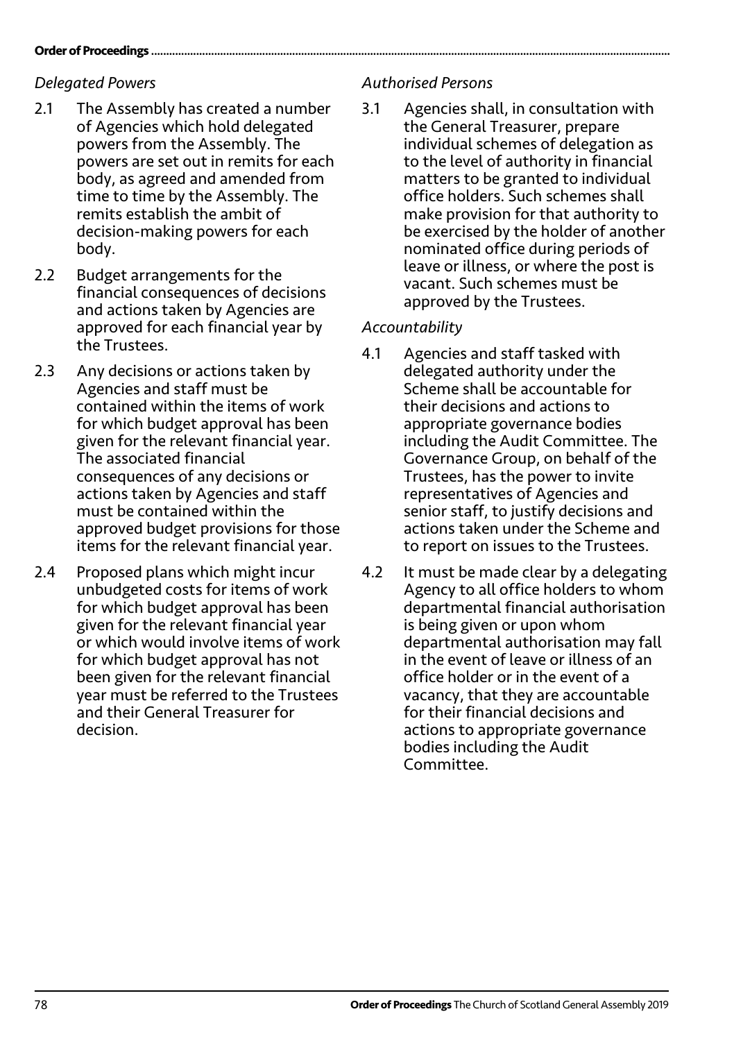*Delegated Powers*

2.1 The Assembly has created a number of Agencies which hold delegated powers from the Assembly. The powers are set out in remits for each body, as agreed and amended from time to time by the Assembly. The remits establish the ambit of decision-making powers for each body.

2.2 Budget arrangements for the financial consequences of decisions and actions taken by Agencies are approved for each financial year by the Trustees.

2.3 Any decisions or actions taken by Agencies and staff must be contained within the items of work for which budget approval has been given for the relevant financial year. The associated financial consequences of any decisions or actions taken by Agencies and staff must be contained within the approved budget provisions for those items for the relevant financial year.

2.4 Proposed plans which might incur unbudgeted costs for items of work for which budget approval has been given for the relevant financial year or which would involve items of work for which budget approval has not been given for the relevant financial year must be referred to the Trustees and their General Treasurer for decision.

*Authorised Persons*

3.1 Agencies shall, in consultation with the General Treasurer, prepare individual schemes of delegation as to the level of authority in financial matters to be granted to individual office holders. Such schemes shall make provision for that authority to be exercised by the holder of another nominated office during periods of leave or illness, or where the post is vacant. Such schemes must be approved by the Trustees.

*Accountability*

4.1 Agencies and staff tasked with delegated authority under the Scheme shall be accountable for their decisions and actions to appropriate governance bodies including the Audit Committee. The Governance Group, on behalf of the Trustees, has the power to invite representatives of Agencies and senior staff, to justify decisions and actions taken under the Scheme and to report on issues to the Trustees.

4.2 It must be made clear by a delegating Agency to all office holders to whom departmental financial authorisation is being given or upon whom departmental authorisation may fall in the event of leave or illness of an office holder or in the event of a vacancy, that they are accountable for their financial decisions and actions to appropriate governance bodies including the Audit Committee.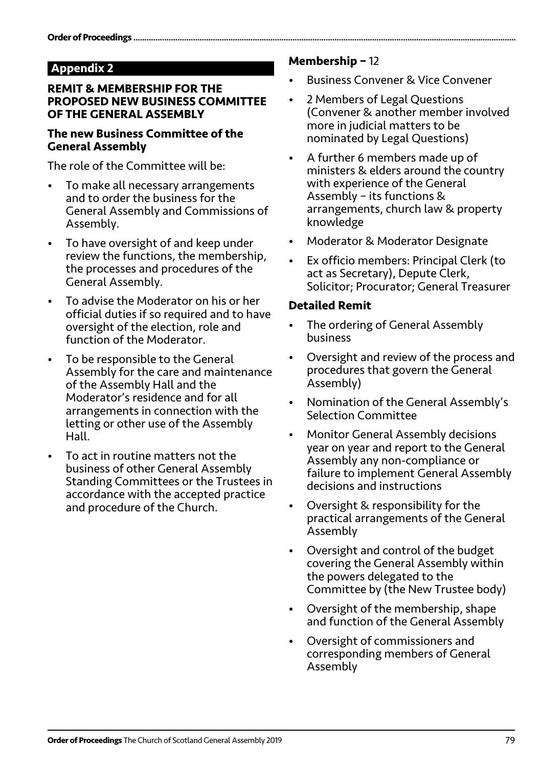## Appendix 2

### REMIT & MEMBERSHIP FOR THE PROPOSED NEW BUSINESS COMMITTEE OF THE GENERAL ASSEMBLY

### The new Business Committee of the General Assembly

The role of the Committee will be:

- To make all necessary arrangements and to order the business for the General Assembly and Commissions of Assembly.
- To have oversight of and keep under review the functions, the membership, the processes and procedures of the General Assembly.
- To advise the Moderator on his or her official duties if so required and to have oversight of the election, role and function of the Moderator.
- To be responsible to the General Assembly for the care and maintenance of the Assembly Hall and the Moderator's residence and for all arrangements in connection with the letting or other use of the Assembly Hall.
- To act in routine matters not the business of other General Assembly Standing Committees or the Trustees in accordance with the accepted practice and procedure of the Church.

### Membership – 12

- Business Convener & Vice Convener
- 2 Members of Legal Questions (Convener & another member involved more in judicial matters to be nominated by Legal Questions)
- A further 6 members made up of ministers & elders around the country with experience of the General Assembly – its functions & arrangements, church law & property knowledge
- Moderator & Moderator Designate
- Ex officio members: Principal Clerk (to act as Secretary), Depute Clerk, Solicitor; Procurator; General Treasurer

### Detailed Remit

- The ordering of General Assembly business
- Oversight and review of the process and procedures that govern the General Assembly)
- Nomination of the General Assembly's Selection Committee
- Monitor General Assembly decisions year on year and report to the General Assembly any non-compliance or failure to implement General Assembly decisions and instructions
- Oversight & responsibility for the practical arrangements of the General Assembly
- Oversight and control of the budget covering the General Assembly within the powers delegated to the Committee by (the New Trustee body)
- Oversight of the membership, shape and function of the General Assembly
- Oversight of commissioners and corresponding members of General Assembly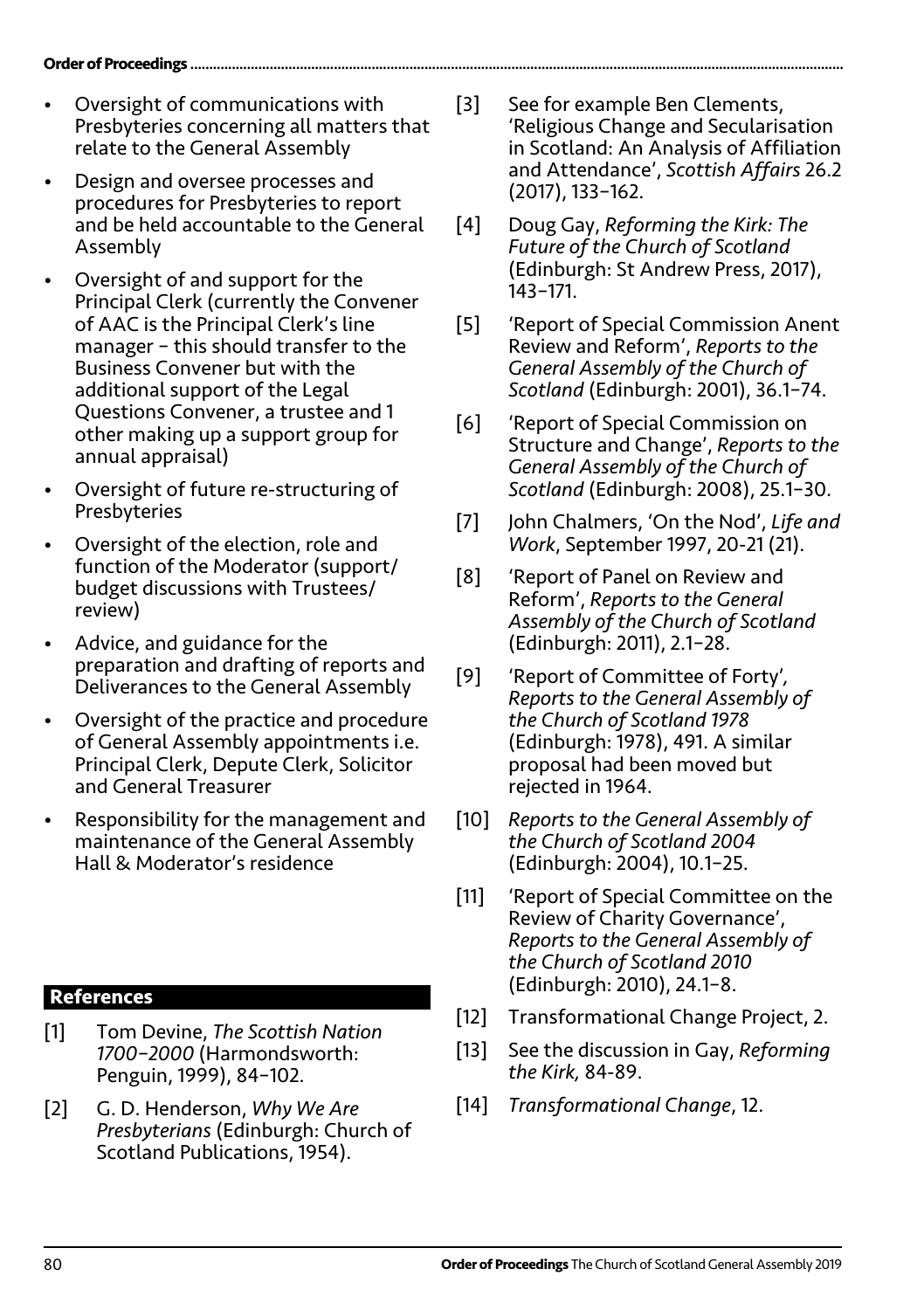- Oversight of communications with Presbyteries concerning all matters that relate to the General Assembly
- Design and oversee processes and procedures for Presbyteries to report and be held accountable to the General Assembly
- Oversight of and support for the Principal Clerk (currently the Convener of AAC is the Principal Clerk's line manager – this should transfer to the Business Convener but with the additional support of the Legal Questions Convener, a trustee and 1 other making up a support group for annual appraisal)
- Oversight of future re-structuring of Presbyteries
- Oversight of the election, role and function of the Moderator (support/ budget discussions with Trustees/ review)
- Advice, and guidance for the preparation and drafting of reports and Deliverances to the General Assembly
- Oversight of the practice and procedure of General Assembly appointments i.e. Principal Clerk, Depute Clerk, Solicitor and General Treasurer
- Responsibility for the management and maintenance of the General Assembly Hall & Moderator's residence

## References

[1] Tom Devine, *The Scottish Nation 1700–2000* (Harmondsworth: Penguin, 1999), 84–102.

[2] G. D. Henderson, *Why We Are Presbyterians* (Edinburgh: Church of Scotland Publications, 1954).

[3] See for example Ben Clements, 'Religious Change and Secularisation in Scotland: An Analysis of Affiliation and Attendance', *Scottish Affairs* 26.2 (2017), 133–162.

[4] Doug Gay, *Reforming the Kirk: The Future of the Church of Scotland* (Edinburgh: St Andrew Press, 2017), 143–171.

[5] 'Report of Special Commission Anent Review and Reform', *Reports to the General Assembly of the Church of Scotland* (Edinburgh: 2001), 36.1–74.

[6] 'Report of Special Commission on Structure and Change', *Reports to the General Assembly of the Church of Scotland* (Edinburgh: 2008), 25.1–30.

[7] John Chalmers, 'On the Nod', *Life and Work*, September 1997, 20-21 (21).

[8] 'Report of Panel on Review and Reform', *Reports to the General Assembly of the Church of Scotland* (Edinburgh: 2011), 2.1–28.

[9] 'Report of Committee of Forty', *Reports to the General Assembly of the Church of Scotland 1978* (Edinburgh: 1978), 491. A similar proposal had been moved but rejected in 1964.

[10] *Reports to the General Assembly of the Church of Scotland 2004* (Edinburgh: 2004), 10.1–25.

[11] 'Report of Special Committee on the Review of Charity Governance', *Reports to the General Assembly of the Church of Scotland 2010* (Edinburgh: 2010), 24.1–8.

[12] Transformational Change Project, 2.

[13] See the discussion in Gay, *Reforming the Kirk,* 84-89.

[14] *Transformational Change*, 12.